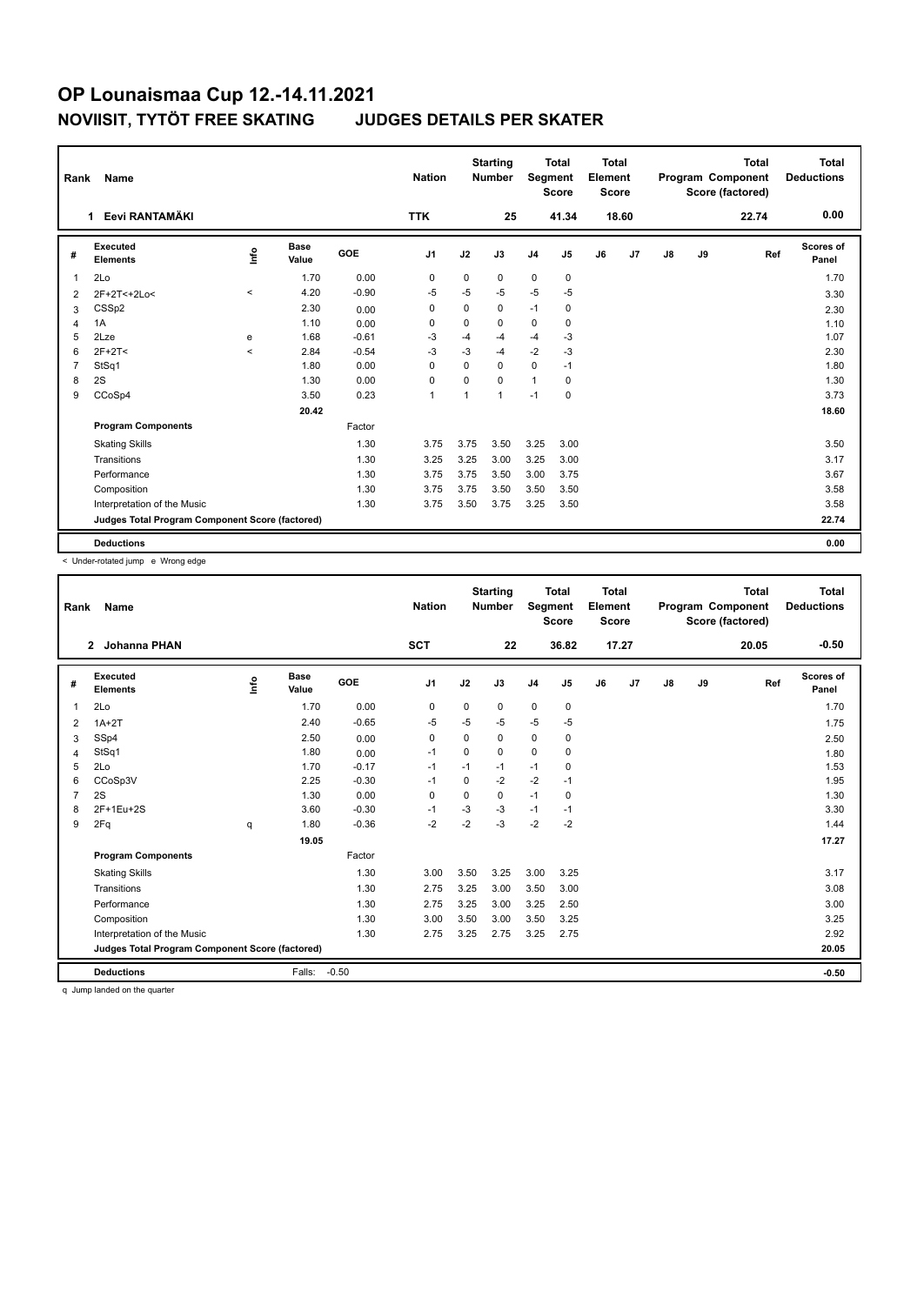# OP Lounaismaa Cup 12.-14.11.2021

## NOVIISIT, TYTÖT FREE SKATING JUDGES DETAILS PER SKATER

| Rank | Name | Nation | Starting Number | Total Segment Score | Total Element Score | Total Program Component Score (factored) | Total Deductions |
|---|---|---|---|---|---|---|---|
| 1 | Eevi RANTAMÄKI | TTK | 25 | 41.34 | 18.60 | 22.74 | 0.00 |

| # | Executed Elements | Info | Base Value | GOE | J1 | J2 | J3 | J4 | J5 | J6 | J7 | J8 | J9 | Ref | Scores of Panel |
|---|---|---|---|---|---|---|---|---|---|---|---|---|---|---|---|
| 1 | 2Lo | | 1.70 | 0.00 | 0 | 0 | 0 | 0 | 0 | | | | | | 1.70 |
| 2 | 2F+2T<+2Lo< | < | 4.20 | -0.90 | -5 | -5 | -5 | -5 | -5 | | | | | | 3.30 |
| 3 | CSSp2 | | 2.30 | 0.00 | 0 | 0 | 0 | -1 | 0 | | | | | | 2.30 |
| 4 | 1A | | 1.10 | 0.00 | 0 | 0 | 0 | 0 | 0 | | | | | | 1.10 |
| 5 | 2Lze | e | 1.68 | -0.61 | -3 | -4 | -4 | -4 | -3 | | | | | | 1.07 |
| 6 | 2F+2T< | < | 2.84 | -0.54 | -3 | -3 | -4 | -2 | -3 | | | | | | 2.30 |
| 7 | StSq1 | | 1.80 | 0.00 | 0 | 0 | 0 | 0 | -1 | | | | | | 1.80 |
| 8 | 2S | | 1.30 | 0.00 | 0 | 0 | 0 | 1 | 0 | | | | | | 1.30 |
| 9 | CCoSp4 | | 3.50 | 0.23 | 1 | 1 | 1 | -1 | 0 | | | | | | 3.73 |
| | | | 20.42 | | | | | | | | | | | | 18.60 |
| | **Program Components** | | | Factor | | | | | | | | | | | |
| | Skating Skills | | | 1.30 | 3.75 | 3.75 | 3.50 | 3.25 | 3.00 | | | | | | 3.50 |
| | Transitions | | | 1.30 | 3.25 | 3.25 | 3.00 | 3.25 | 3.00 | | | | | | 3.17 |
| | Performance | | | 1.30 | 3.75 | 3.75 | 3.50 | 3.00 | 3.75 | | | | | | 3.67 |
| | Composition | | | 1.30 | 3.75 | 3.75 | 3.50 | 3.50 | 3.50 | | | | | | 3.58 |
| | Interpretation of the Music | | | 1.30 | 3.75 | 3.50 | 3.75 | 3.25 | 3.50 | | | | | | 3.58 |
| | **Judges Total Program Component Score (factored)** | | | | | | | | | | | | | | 22.74 |
| | **Deductions** | | | | | | | | | | | | | | 0.00 |

< Under-rotated jump e Wrong edge

| Rank | Name | Nation | Starting Number | Total Segment Score | Total Element Score | Total Program Component Score (factored) | Total Deductions |
|---|---|---|---|---|---|---|---|
| 2 | Johanna PHAN | SCT | 22 | 36.82 | 17.27 | 20.05 | -0.50 |

| # | Executed Elements | Info | Base Value | GOE | J1 | J2 | J3 | J4 | J5 | J6 | J7 | J8 | J9 | Ref | Scores of Panel |
|---|---|---|---|---|---|---|---|---|---|---|---|---|---|---|---|
| 1 | 2Lo | | 1.70 | 0.00 | 0 | 0 | 0 | 0 | 0 | | | | | | 1.70 |
| 2 | 1A+2T | | 2.40 | -0.65 | -5 | -5 | -5 | -5 | -5 | | | | | | 1.75 |
| 3 | SSp4 | | 2.50 | 0.00 | 0 | 0 | 0 | 0 | 0 | | | | | | 2.50 |
| 4 | StSq1 | | 1.80 | 0.00 | -1 | 0 | 0 | 0 | 0 | | | | | | 1.80 |
| 5 | 2Lo | | 1.70 | -0.17 | -1 | -1 | -1 | -1 | 0 | | | | | | 1.53 |
| 6 | CCoSp3V | | 2.25 | -0.30 | -1 | 0 | -2 | -2 | -1 | | | | | | 1.95 |
| 7 | 2S | | 1.30 | 0.00 | 0 | 0 | 0 | -1 | 0 | | | | | | 1.30 |
| 8 | 2F+1Eu+2S | | 3.60 | -0.30 | -1 | -3 | -3 | -1 | -1 | | | | | | 3.30 |
| 9 | 2Fq | q | 1.80 | -0.36 | -2 | -2 | -3 | -2 | -2 | | | | | | 1.44 |
| | | | 19.05 | | | | | | | | | | | | 17.27 |
| | **Program Components** | | | Factor | | | | | | | | | | | |
| | Skating Skills | | | 1.30 | 3.00 | 3.50 | 3.25 | 3.00 | 3.25 | | | | | | 3.17 |
| | Transitions | | | 1.30 | 2.75 | 3.25 | 3.00 | 3.50 | 3.00 | | | | | | 3.08 |
| | Performance | | | 1.30 | 2.75 | 3.25 | 3.00 | 3.25 | 2.50 | | | | | | 3.00 |
| | Composition | | | 1.30 | 3.00 | 3.50 | 3.00 | 3.50 | 3.25 | | | | | | 3.25 |
| | Interpretation of the Music | | | 1.30 | 2.75 | 3.25 | 2.75 | 3.25 | 2.75 | | | | | | 2.92 |
| | **Judges Total Program Component Score (factored)** | | | | | | | | | | | | | | 20.05 |
| | **Deductions** | | Falls: | -0.50 | | | | | | | | | | | -0.50 |

q Jump landed on the quarter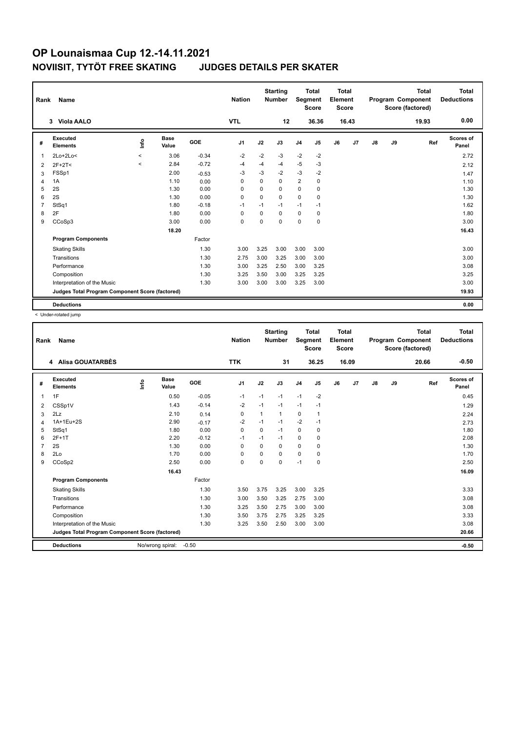# OP Lounaismaa Cup 12.-14.11.2021

## NOVIISIT, TYTÖT FREE SKATING JUDGES DETAILS PER SKATER

| Rank | Name | Nation | Starting Number | Total Segment Score | Total Element Score | Total Program Component Score (factored) | Total Deductions |
|---|---|---|---|---|---|---|---|
| 3 | Viola AALO | VTL | 12 | 36.36 | 16.43 | 19.93 | 0.00 |

| # | Executed Elements | Info | Base Value | GOE | J1 | J2 | J3 | J4 | J5 | J6 | J7 | J8 | J9 | Ref | Scores of Panel |
|---|---|---|---|---|---|---|---|---|---|---|---|---|---|---|---|
| 1 | 2Lo+2Lo< | < | 3.06 | -0.34 | -2 | -2 | -3 | -2 | -2 | | | | | | 2.72 |
| 2 | 2F+2T< | < | 2.84 | -0.72 | -4 | -4 | -4 | -5 | -3 | | | | | | 2.12 |
| 3 | FSSp1 | | 2.00 | -0.53 | -3 | -3 | -2 | -3 | -2 | | | | | | 1.47 |
| 4 | 1A | | 1.10 | 0.00 | 0 | 0 | 0 | 2 | 0 | | | | | | 1.10 |
| 5 | 2S | | 1.30 | 0.00 | 0 | 0 | 0 | 0 | 0 | | | | | | 1.30 |
| 6 | 2S | | 1.30 | 0.00 | 0 | 0 | 0 | 0 | 0 | | | | | | 1.30 |
| 7 | StSq1 | | 1.80 | -0.18 | -1 | -1 | -1 | -1 | -1 | | | | | | 1.62 |
| 8 | 2F | | 1.80 | 0.00 | 0 | 0 | 0 | 0 | 0 | | | | | | 1.80 |
| 9 | CCoSp3 | | 3.00 | 0.00 | 0 | 0 | 0 | 0 | 0 | | | | | | 3.00 |
| | | | 18.20 | | | | | | | | | | | | 16.43 |
| | **Program Components** | | | Factor | | | | | | | | | | | |
| | Skating Skills | | | 1.30 | 3.00 | 3.25 | 3.00 | 3.00 | 3.00 | | | | | | 3.00 |
| | Transitions | | | 1.30 | 2.75 | 3.00 | 3.25 | 3.00 | 3.00 | | | | | | 3.00 |
| | Performance | | | 1.30 | 3.00 | 3.25 | 2.50 | 3.00 | 3.25 | | | | | | 3.08 |
| | Composition | | | 1.30 | 3.25 | 3.50 | 3.00 | 3.25 | 3.25 | | | | | | 3.25 |
| | Interpretation of the Music | | | 1.30 | 3.00 | 3.00 | 3.00 | 3.25 | 3.00 | | | | | | 3.00 |
| | **Judges Total Program Component Score (factored)** | | | | | | | | | | | | | | 19.93 |
| | **Deductions** | | | | | | | | | | | | | | 0.00 |

< Under-rotated jump

| Rank | Name | Nation | Starting Number | Total Segment Score | Total Element Score | Total Program Component Score (factored) | Total Deductions |
|---|---|---|---|---|---|---|---|
| 4 | Alisa GOUATARBÈS | TTK | 31 | 36.25 | 16.09 | 20.66 | -0.50 |

| # | Executed Elements | Info | Base Value | GOE | J1 | J2 | J3 | J4 | J5 | J6 | J7 | J8 | J9 | Ref | Scores of Panel |
|---|---|---|---|---|---|---|---|---|---|---|---|---|---|---|---|
| 1 | 1F | | 0.50 | -0.05 | -1 | -1 | -1 | -1 | -2 | | | | | | 0.45 |
| 2 | CSSp1V | | 1.43 | -0.14 | -2 | -1 | -1 | -1 | -1 | | | | | | 1.29 |
| 3 | 2Lz | | 2.10 | 0.14 | 0 | 1 | 1 | 0 | 1 | | | | | | 2.24 |
| 4 | 1A+1Eu+2S | | 2.90 | -0.17 | -2 | -1 | -1 | -2 | -1 | | | | | | 2.73 |
| 5 | StSq1 | | 1.80 | 0.00 | 0 | 0 | -1 | 0 | 0 | | | | | | 1.80 |
| 6 | 2F+1T | | 2.20 | -0.12 | -1 | -1 | -1 | 0 | 0 | | | | | | 2.08 |
| 7 | 2S | | 1.30 | 0.00 | 0 | 0 | 0 | 0 | 0 | | | | | | 1.30 |
| 8 | 2Lo | | 1.70 | 0.00 | 0 | 0 | 0 | 0 | 0 | | | | | | 1.70 |
| 9 | CCoSp2 | | 2.50 | 0.00 | 0 | 0 | 0 | -1 | 0 | | | | | | 2.50 |
| | | | 16.43 | | | | | | | | | | | | 16.09 |
| | **Program Components** | | | Factor | | | | | | | | | | | |
| | Skating Skills | | | 1.30 | 3.50 | 3.75 | 3.25 | 3.00 | 3.25 | | | | | | 3.33 |
| | Transitions | | | 1.30 | 3.00 | 3.50 | 3.25 | 2.75 | 3.00 | | | | | | 3.08 |
| | Performance | | | 1.30 | 3.25 | 3.50 | 2.75 | 3.00 | 3.00 | | | | | | 3.08 |
| | Composition | | | 1.30 | 3.50 | 3.75 | 2.75 | 3.25 | 3.25 | | | | | | 3.33 |
| | Interpretation of the Music | | | 1.30 | 3.25 | 3.50 | 2.50 | 3.00 | 3.00 | | | | | | 3.08 |
| | **Judges Total Program Component Score (factored)** | | | | | | | | | | | | | | 20.66 |
| | **Deductions** | No/wrong spiral: -0.50 | | | | | | | | | | | | | -0.50 |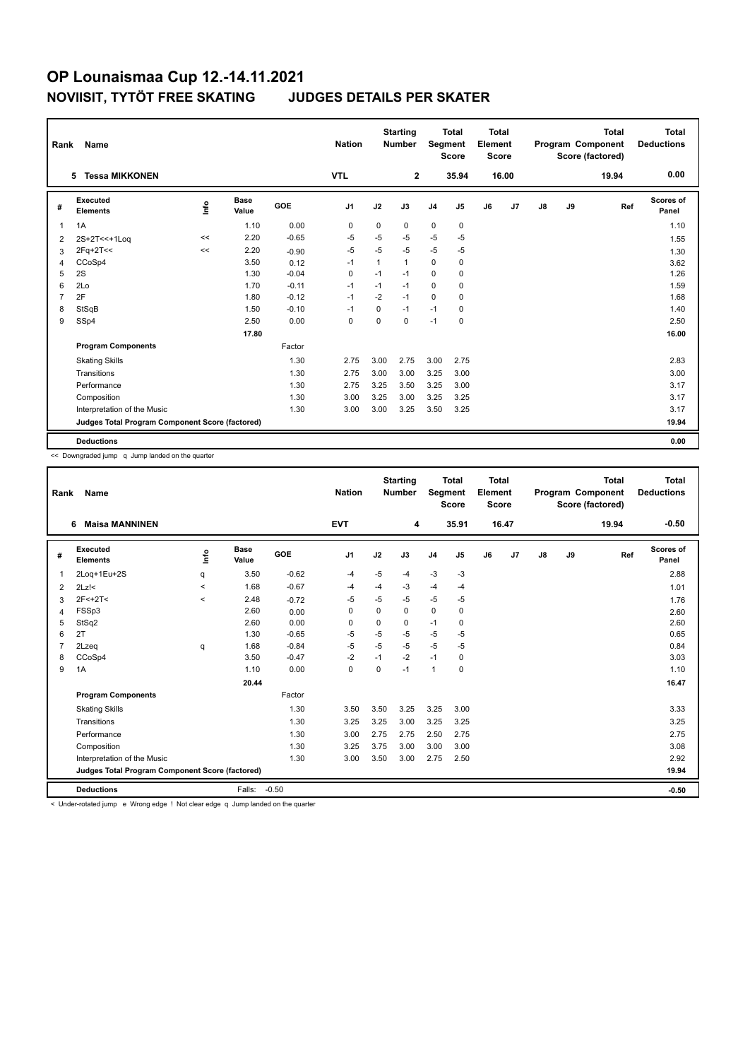# OP Lounaismaa Cup 12.-14.11.2021

## NOVIISIT, TYTÖT FREE SKATING JUDGES DETAILS PER SKATER

| Rank | Name | Nation | Starting Number | Total Segment Score | Total Element Score | Total Program Component Score (factored) | Total Deductions |
|---|---|---|---|---|---|---|---|
| 5 | Tessa MIKKONEN | VTL | 2 | 35.94 | 16.00 | 19.94 | 0.00 |

| # | Executed Elements | Info | Base Value | GOE | J1 | J2 | J3 | J4 | J5 | J6 | J7 | J8 | J9 | Ref | Scores of Panel |
|---|---|---|---|---|---|---|---|---|---|---|---|---|---|---|---|
| 1 | 1A | | 1.10 | 0.00 | 0 | 0 | 0 | 0 | 0 | | | | | | 1.10 |
| 2 | 2S+2T<<+1Loq | << | 2.20 | -0.65 | -5 | -5 | -5 | -5 | -5 | | | | | | 1.55 |
| 3 | 2Fq+2T<< | << | 2.20 | -0.90 | -5 | -5 | -5 | -5 | -5 | | | | | | 1.30 |
| 4 | CCoSp4 | | 3.50 | 0.12 | -1 | 1 | 1 | 0 | 0 | | | | | | 3.62 |
| 5 | 2S | | 1.30 | -0.04 | 0 | -1 | -1 | 0 | 0 | | | | | | 1.26 |
| 6 | 2Lo | | 1.70 | -0.11 | -1 | -1 | -1 | 0 | 0 | | | | | | 1.59 |
| 7 | 2F | | 1.80 | -0.12 | -1 | -2 | -1 | 0 | 0 | | | | | | 1.68 |
| 8 | StSqB | | 1.50 | -0.10 | -1 | 0 | -1 | -1 | 0 | | | | | | 1.40 |
| 9 | SSp4 | | 2.50 | 0.00 | 0 | 0 | 0 | -1 | 0 | | | | | | 2.50 |
| | | | 17.80 | | | | | | | | | | | | 16.00 |
| | **Program Components** | | | Factor | | | | | | | | | | | |
| | Skating Skills | | | 1.30 | 2.75 | 3.00 | 2.75 | 3.00 | 2.75 | | | | | | 2.83 |
| | Transitions | | | 1.30 | 2.75 | 3.00 | 3.00 | 3.25 | 3.00 | | | | | | 3.00 |
| | Performance | | | 1.30 | 2.75 | 3.25 | 3.50 | 3.25 | 3.00 | | | | | | 3.17 |
| | Composition | | | 1.30 | 3.00 | 3.25 | 3.00 | 3.25 | 3.25 | | | | | | 3.17 |
| | Interpretation of the Music | | | 1.30 | 3.00 | 3.00 | 3.25 | 3.50 | 3.25 | | | | | | 3.17 |
| | **Judges Total Program Component Score (factored)** | | | | | | | | | | | | | | 19.94 |
| | **Deductions** | | | | | | | | | | | | | | 0.00 |

<< Downgraded jump q Jump landed on the quarter

| Rank | Name | Nation | Starting Number | Total Segment Score | Total Element Score | Total Program Component Score (factored) | Total Deductions |
|---|---|---|---|---|---|---|---|
| 6 | Maisa MANNINEN | EVT | 4 | 35.91 | 16.47 | 19.94 | -0.50 |

| # | Executed Elements | Info | Base Value | GOE | J1 | J2 | J3 | J4 | J5 | J6 | J7 | J8 | J9 | Ref | Scores of Panel |
|---|---|---|---|---|---|---|---|---|---|---|---|---|---|---|---|
| 1 | 2Loq+1Eu+2S | q | 3.50 | -0.62 | -4 | -5 | -4 | -3 | -3 | | | | | | 2.88 |
| 2 | 2Lz!< | < | 1.68 | -0.67 | -4 | -4 | -3 | -4 | -4 | | | | | | 1.01 |
| 3 | 2F<+2T< | < | 2.48 | -0.72 | -5 | -5 | -5 | -5 | -5 | | | | | | 1.76 |
| 4 | FSSp3 | | 2.60 | 0.00 | 0 | 0 | 0 | 0 | 0 | | | | | | 2.60 |
| 5 | StSq2 | | 2.60 | 0.00 | 0 | 0 | 0 | -1 | 0 | | | | | | 2.60 |
| 6 | 2T | | 1.30 | -0.65 | -5 | -5 | -5 | -5 | -5 | | | | | | 0.65 |
| 7 | 2Lzeq | q | 1.68 | -0.84 | -5 | -5 | -5 | -5 | -5 | | | | | | 0.84 |
| 8 | CCoSp4 | | 3.50 | -0.47 | -2 | -1 | -2 | -1 | 0 | | | | | | 3.03 |
| 9 | 1A | | 1.10 | 0.00 | 0 | 0 | -1 | 1 | 0 | | | | | | 1.10 |
| | | | 20.44 | | | | | | | | | | | | 16.47 |
| | **Program Components** | | | Factor | | | | | | | | | | | |
| | Skating Skills | | | 1.30 | 3.50 | 3.50 | 3.25 | 3.25 | 3.00 | | | | | | 3.33 |
| | Transitions | | | 1.30 | 3.25 | 3.25 | 3.00 | 3.25 | 3.25 | | | | | | 3.25 |
| | Performance | | | 1.30 | 3.00 | 2.75 | 2.75 | 2.50 | 2.75 | | | | | | 2.75 |
| | Composition | | | 1.30 | 3.25 | 3.75 | 3.00 | 3.00 | 3.00 | | | | | | 3.08 |
| | Interpretation of the Music | | | 1.30 | 3.00 | 3.50 | 3.00 | 2.75 | 2.50 | | | | | | 2.92 |
| | **Judges Total Program Component Score (factored)** | | | | | | | | | | | | | | 19.94 |
| | **Deductions** | | Falls: | -0.50 | | | | | | | | | | | -0.50 |

< Under-rotated jump e Wrong edge ! Not clear edge q Jump landed on the quarter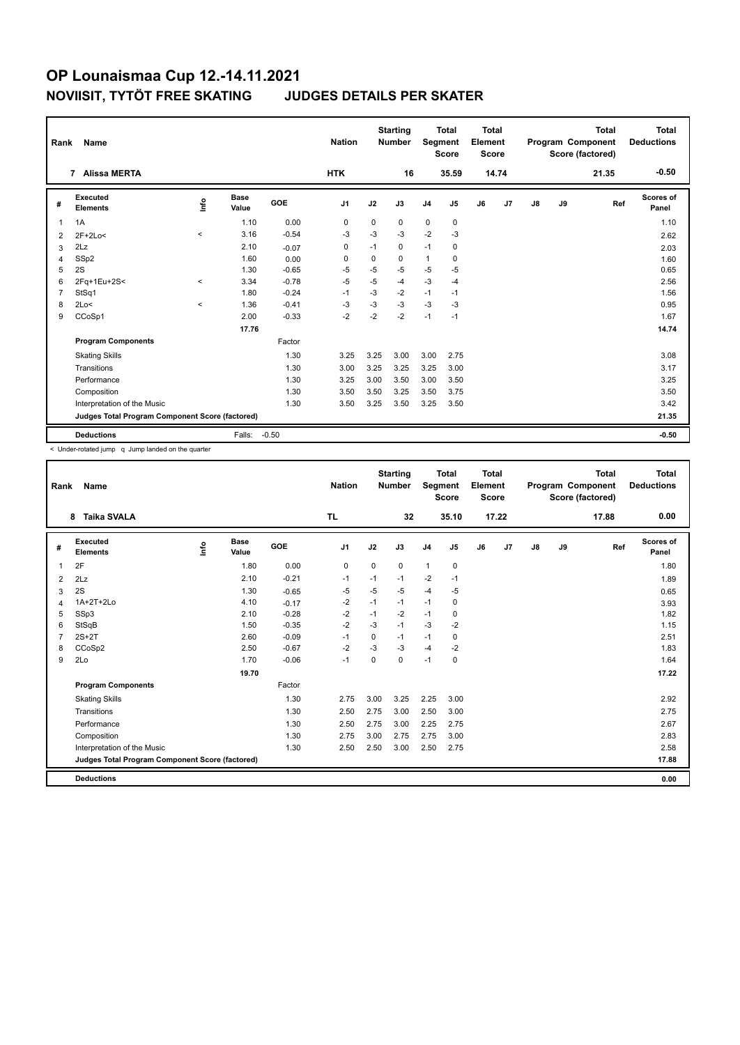# OP Lounaismaa Cup 12.-14.11.2021

## NOVIISIT, TYTÖT FREE SKATING JUDGES DETAILS PER SKATER

| Rank | Name | Nation | Starting Number | Total Segment Score | Total Element Score | Total Program Component Score (factored) | Total Deductions |
|---|---|---|---|---|---|---|---|
| 7 | Alissa MERTA | HTK | 16 | 35.59 | 14.74 | 21.35 | -0.50 |

| # | Executed Elements | Info | Base Value | GOE | J1 | J2 | J3 | J4 | J5 | J6 | J7 | J8 | J9 | Ref | Scores of Panel |
|---|---|---|---|---|---|---|---|---|---|---|---|---|---|---|---|
| 1 | 1A | | 1.10 | 0.00 | 0 | 0 | 0 | 0 | 0 | | | | | | 1.10 |
| 2 | 2F+2Lo< | < | 3.16 | -0.54 | -3 | -3 | -3 | -2 | -3 | | | | | | 2.62 |
| 3 | 2Lz | | 2.10 | -0.07 | 0 | -1 | 0 | -1 | 0 | | | | | | 2.03 |
| 4 | SSp2 | | 1.60 | 0.00 | 0 | 0 | 0 | 1 | 0 | | | | | | 1.60 |
| 5 | 2S | | 1.30 | -0.65 | -5 | -5 | -5 | -5 | -5 | | | | | | 0.65 |
| 6 | 2Fq+1Eu+2S< | < | 3.34 | -0.78 | -5 | -5 | -4 | -3 | -4 | | | | | | 2.56 |
| 7 | StSq1 | | 1.80 | -0.24 | -1 | -3 | -2 | -1 | -1 | | | | | | 1.56 |
| 8 | 2Lo< | < | 1.36 | -0.41 | -3 | -3 | -3 | -3 | -3 | | | | | | 0.95 |
| 9 | CCoSp1 | | 2.00 | -0.33 | -2 | -2 | -2 | -1 | -1 | | | | | | 1.67 |
| | | | 17.76 | | | | | | | | | | | | 14.74 |
| | **Program Components** | | | Factor | | | | | | | | | | | |
| | Skating Skills | | | 1.30 | 3.25 | 3.25 | 3.00 | 3.00 | 2.75 | | | | | | 3.08 |
| | Transitions | | | 1.30 | 3.00 | 3.25 | 3.25 | 3.25 | 3.00 | | | | | | 3.17 |
| | Performance | | | 1.30 | 3.25 | 3.00 | 3.50 | 3.00 | 3.50 | | | | | | 3.25 |
| | Composition | | | 1.30 | 3.50 | 3.50 | 3.25 | 3.50 | 3.75 | | | | | | 3.50 |
| | Interpretation of the Music | | | 1.30 | 3.50 | 3.25 | 3.50 | 3.25 | 3.50 | | | | | | 3.42 |
| | **Judges Total Program Component Score (factored)** | | | | | | | | | | | | | | 21.35 |
| | **Deductions** | | Falls: | -0.50 | | | | | | | | | | | -0.50 |

< Under-rotated jump q Jump landed on the quarter

| Rank | Name | Nation | Starting Number | Total Segment Score | Total Element Score | Total Program Component Score (factored) | Total Deductions |
|---|---|---|---|---|---|---|---|
| 8 | Taika SVALA | TL | 32 | 35.10 | 17.22 | 17.88 | 0.00 |

| # | Executed Elements | Info | Base Value | GOE | J1 | J2 | J3 | J4 | J5 | J6 | J7 | J8 | J9 | Ref | Scores of Panel |
|---|---|---|---|---|---|---|---|---|---|---|---|---|---|---|---|
| 1 | 2F | | 1.80 | 0.00 | 0 | 0 | 0 | 1 | 0 | | | | | | 1.80 |
| 2 | 2Lz | | 2.10 | -0.21 | -1 | -1 | -1 | -2 | -1 | | | | | | 1.89 |
| 3 | 2S | | 1.30 | -0.65 | -5 | -5 | -5 | -4 | -5 | | | | | | 0.65 |
| 4 | 1A+2T+2Lo | | 4.10 | -0.17 | -2 | -1 | -1 | -1 | 0 | | | | | | 3.93 |
| 5 | SSp3 | | 2.10 | -0.28 | -2 | -1 | -2 | -1 | 0 | | | | | | 1.82 |
| 6 | StSqB | | 1.50 | -0.35 | -2 | -3 | -1 | -3 | -2 | | | | | | 1.15 |
| 7 | 2S+2T | | 2.60 | -0.09 | -1 | 0 | -1 | -1 | 0 | | | | | | 2.51 |
| 8 | CCoSp2 | | 2.50 | -0.67 | -2 | -3 | -3 | -4 | -2 | | | | | | 1.83 |
| 9 | 2Lo | | 1.70 | -0.06 | -1 | 0 | 0 | -1 | 0 | | | | | | 1.64 |
| | | | 19.70 | | | | | | | | | | | | 17.22 |
| | **Program Components** | | | Factor | | | | | | | | | | | |
| | Skating Skills | | | 1.30 | 2.75 | 3.00 | 3.25 | 2.25 | 3.00 | | | | | | 2.92 |
| | Transitions | | | 1.30 | 2.50 | 2.75 | 3.00 | 2.50 | 3.00 | | | | | | 2.75 |
| | Performance | | | 1.30 | 2.50 | 2.75 | 3.00 | 2.25 | 2.75 | | | | | | 2.67 |
| | Composition | | | 1.30 | 2.75 | 3.00 | 2.75 | 2.75 | 3.00 | | | | | | 2.83 |
| | Interpretation of the Music | | | 1.30 | 2.50 | 2.50 | 3.00 | 2.50 | 2.75 | | | | | | 2.58 |
| | **Judges Total Program Component Score (factored)** | | | | | | | | | | | | | | 17.88 |
| | **Deductions** | | | | | | | | | | | | | | 0.00 |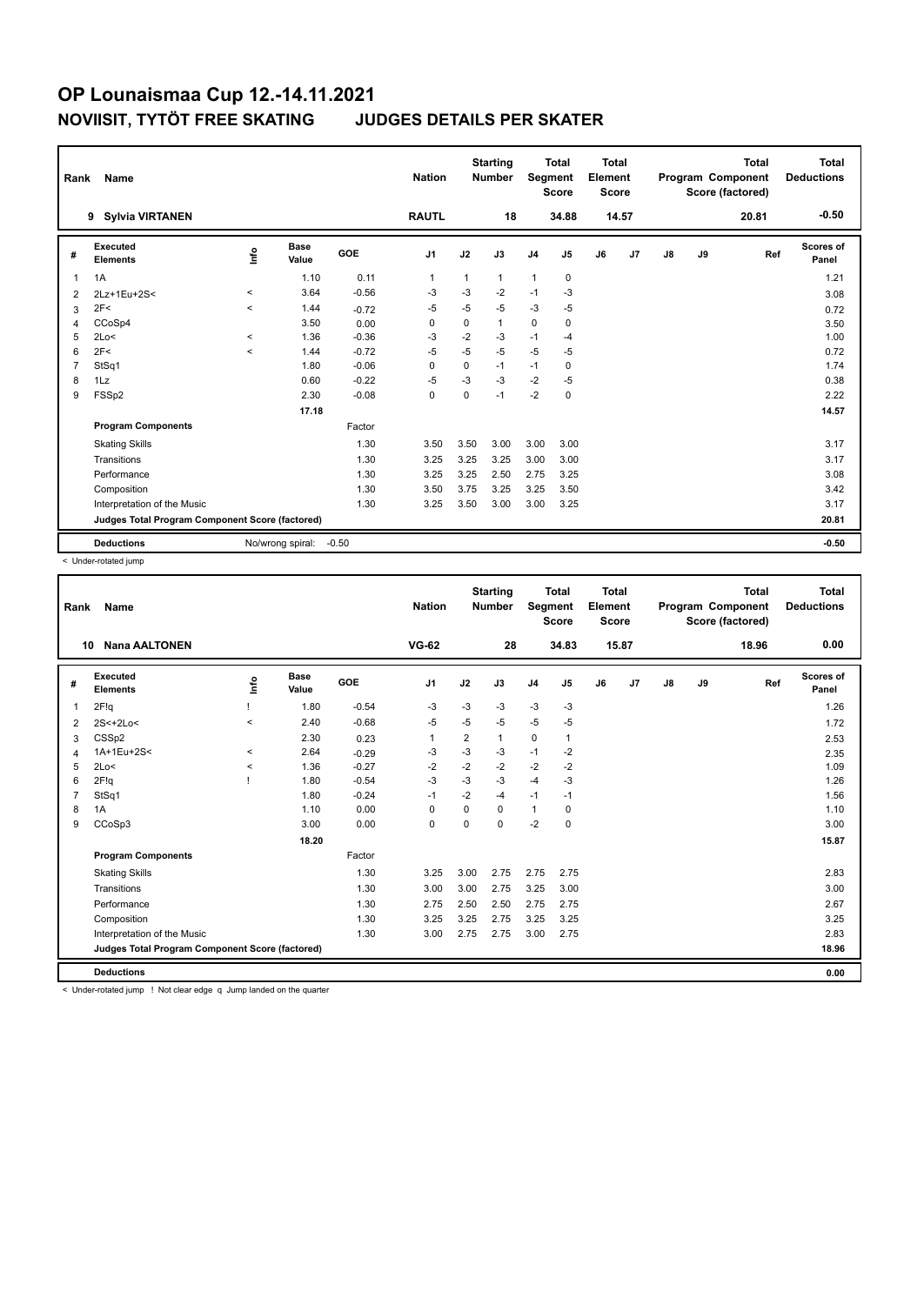# OP Lounaismaa Cup 12.-14.11.2021

## NOVIISIT, TYTÖT FREE SKATING JUDGES DETAILS PER SKATER

| Rank | Name | Nation | Starting Number | Total Segment Score | Total Element Score | Total Program Component Score (factored) | Total Deductions |
|---|---|---|---|---|---|---|---|
| 9 | Sylvia VIRTANEN | RAUTL | 18 | 34.88 | 14.57 | 20.81 | -0.50 |

| # | Executed Elements | Info | Base Value | GOE | J1 | J2 | J3 | J4 | J5 | J6 | J7 | J8 | J9 | Ref | Scores of Panel |
|---|---|---|---|---|---|---|---|---|---|---|---|---|---|---|---|
| 1 | 1A | | 1.10 | 0.11 | 1 | 1 | 1 | 1 | 0 | | | | | | 1.21 |
| 2 | 2Lz+1Eu+2S< | < | 3.64 | -0.56 | -3 | -3 | -2 | -1 | -3 | | | | | | 3.08 |
| 3 | 2F< | < | 1.44 | -0.72 | -5 | -5 | -5 | -3 | -5 | | | | | | 0.72 |
| 4 | CCoSp4 | | 3.50 | 0.00 | 0 | 0 | 1 | 0 | 0 | | | | | | 3.50 |
| 5 | 2Lo< | < | 1.36 | -0.36 | -3 | -2 | -3 | -1 | -4 | | | | | | 1.00 |
| 6 | 2F< | < | 1.44 | -0.72 | -5 | -5 | -5 | -5 | -5 | | | | | | 0.72 |
| 7 | StSq1 | | 1.80 | -0.06 | 0 | 0 | -1 | -1 | 0 | | | | | | 1.74 |
| 8 | 1Lz | | 0.60 | -0.22 | -5 | -3 | -3 | -2 | -5 | | | | | | 0.38 |
| 9 | FSSp2 | | 2.30 | -0.08 | 0 | 0 | -1 | -2 | 0 | | | | | | 2.22 |
| | | | 17.18 | | | | | | | | | | | | 14.57 |
| | **Program Components** | | | Factor | | | | | | | | | | | |
| | Skating Skills | | | 1.30 | 3.50 | 3.50 | 3.00 | 3.00 | 3.00 | | | | | | 3.17 |
| | Transitions | | | 1.30 | 3.25 | 3.25 | 3.25 | 3.00 | 3.00 | | | | | | 3.17 |
| | Performance | | | 1.30 | 3.25 | 3.25 | 2.50 | 2.75 | 3.25 | | | | | | 3.08 |
| | Composition | | | 1.30 | 3.50 | 3.75 | 3.25 | 3.25 | 3.50 | | | | | | 3.42 |
| | Interpretation of the Music | | | 1.30 | 3.25 | 3.50 | 3.00 | 3.00 | 3.25 | | | | | | 3.17 |
| | **Judges Total Program Component Score (factored)** | | | | | | | | | | | | | | 20.81 |
| | **Deductions** | No/wrong spiral: | -0.50 | | | | | | | | | | | | -0.50 |

< Under-rotated jump

| Rank | Name | Nation | Starting Number | Total Segment Score | Total Element Score | Total Program Component Score (factored) | Total Deductions |
|---|---|---|---|---|---|---|---|
| 10 | Nana AALTONEN | VG-62 | 28 | 34.83 | 15.87 | 18.96 | 0.00 |

| # | Executed Elements | Info | Base Value | GOE | J1 | J2 | J3 | J4 | J5 | J6 | J7 | J8 | J9 | Ref | Scores of Panel |
|---|---|---|---|---|---|---|---|---|---|---|---|---|---|---|---|
| 1 | 2F!q | ! | 1.80 | -0.54 | -3 | -3 | -3 | -3 | -3 | | | | | | 1.26 |
| 2 | 2S<+2Lo< | < | 2.40 | -0.68 | -5 | -5 | -5 | -5 | -5 | | | | | | 1.72 |
| 3 | CSSp2 | | 2.30 | 0.23 | 1 | 2 | 1 | 0 | 1 | | | | | | 2.53 |
| 4 | 1A+1Eu+2S< | < | 2.64 | -0.29 | -3 | -3 | -3 | -1 | -2 | | | | | | 2.35 |
| 5 | 2Lo< | < | 1.36 | -0.27 | -2 | -2 | -2 | -2 | -2 | | | | | | 1.09 |
| 6 | 2F!q | ! | 1.80 | -0.54 | -3 | -3 | -3 | -4 | -3 | | | | | | 1.26 |
| 7 | StSq1 | | 1.80 | -0.24 | -1 | -2 | -4 | -1 | -1 | | | | | | 1.56 |
| 8 | 1A | | 1.10 | 0.00 | 0 | 0 | 0 | 1 | 0 | | | | | | 1.10 |
| 9 | CCoSp3 | | 3.00 | 0.00 | 0 | 0 | 0 | -2 | 0 | | | | | | 3.00 |
| | | | 18.20 | | | | | | | | | | | | 15.87 |
| | **Program Components** | | | Factor | | | | | | | | | | | |
| | Skating Skills | | | 1.30 | 3.25 | 3.00 | 2.75 | 2.75 | 2.75 | | | | | | 2.83 |
| | Transitions | | | 1.30 | 3.00 | 3.00 | 2.75 | 3.25 | 3.00 | | | | | | 3.00 |
| | Performance | | | 1.30 | 2.75 | 2.50 | 2.50 | 2.75 | 2.75 | | | | | | 2.67 |
| | Composition | | | 1.30 | 3.25 | 3.25 | 2.75 | 3.25 | 3.25 | | | | | | 3.25 |
| | Interpretation of the Music | | | 1.30 | 3.00 | 2.75 | 2.75 | 3.00 | 2.75 | | | | | | 2.83 |
| | **Judges Total Program Component Score (factored)** | | | | | | | | | | | | | | 18.96 |
| | **Deductions** | | | | | | | | | | | | | | 0.00 |

< Under-rotated jump ! Not clear edge q Jump landed on the quarter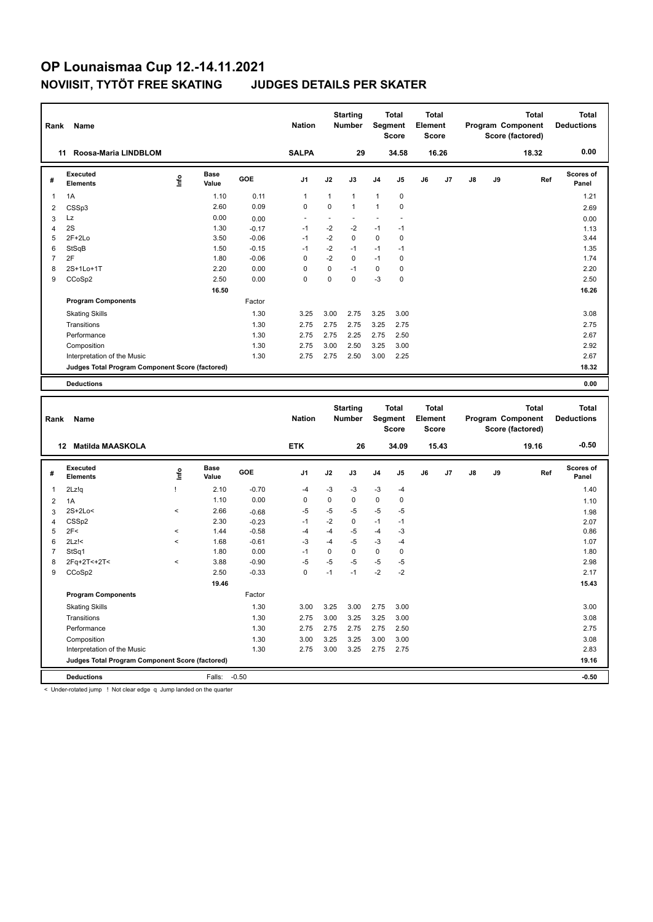# OP Lounaismaa Cup 12.-14.11.2021

## NOVIISIT, TYTÖT FREE SKATING JUDGES DETAILS PER SKATER

| Rank | Name | Nation | Starting Number | Total Segment Score | Total Element Score | Total Program Component Score (factored) | Total Deductions |
|---|---|---|---|---|---|---|---|
| 11 | Roosa-Maria LINDBLOM | SALPA | 29 | 34.58 | 16.26 | 18.32 | 0.00 |

| # | Executed Elements | Info | Base Value | GOE | J1 | J2 | J3 | J4 | J5 | J6 | J7 | J8 | J9 | Ref | Scores of Panel |
|---|---|---|---|---|---|---|---|---|---|---|---|---|---|---|---|
| 1 | 1A | | 1.10 | 0.11 | 1 | 1 | 1 | 1 | 0 | | | | | | 1.21 |
| 2 | CSSp3 | | 2.60 | 0.09 | 0 | 0 | 1 | 1 | 0 | | | | | | 2.69 |
| 3 | Lz | | 0.00 | 0.00 | - | - | - | - | - | | | | | | 0.00 |
| 4 | 2S | | 1.30 | -0.17 | -1 | -2 | -2 | -1 | -1 | | | | | | 1.13 |
| 5 | 2F+2Lo | | 3.50 | -0.06 | -1 | -2 | 0 | 0 | 0 | | | | | | 3.44 |
| 6 | StSqB | | 1.50 | -0.15 | -1 | -2 | -1 | -1 | -1 | | | | | | 1.35 |
| 7 | 2F | | 1.80 | -0.06 | 0 | -2 | 0 | -1 | 0 | | | | | | 1.74 |
| 8 | 2S+1Lo+1T | | 2.20 | 0.00 | 0 | 0 | -1 | 0 | 0 | | | | | | 2.20 |
| 9 | CCoSp2 | | 2.50 | 0.00 | 0 | 0 | 0 | -3 | 0 | | | | | | 2.50 |
| | | | 16.50 | | | | | | | | | | | | 16.26 |
| | **Program Components** | | | Factor | | | | | | | | | | | |
| | Skating Skills | | | 1.30 | 3.25 | 3.00 | 2.75 | 3.25 | 3.00 | | | | | | 3.08 |
| | Transitions | | | 1.30 | 2.75 | 2.75 | 2.75 | 3.25 | 2.75 | | | | | | 2.75 |
| | Performance | | | 1.30 | 2.75 | 2.75 | 2.25 | 2.75 | 2.50 | | | | | | 2.67 |
| | Composition | | | 1.30 | 2.75 | 3.00 | 2.50 | 3.25 | 3.00 | | | | | | 2.92 |
| | Interpretation of the Music | | | 1.30 | 2.75 | 2.75 | 2.50 | 3.00 | 2.25 | | | | | | 2.67 |
| | Judges Total Program Component Score (factored) | | | | | | | | | | | | | | 18.32 |
| | **Deductions** | | | | | | | | | | | | | | 0.00 |

| Rank | Name | Nation | Starting Number | Total Segment Score | Total Element Score | Total Program Component Score (factored) | Total Deductions |
|---|---|---|---|---|---|---|---|
| 12 | Matilda MAASKOLA | ETK | 26 | 34.09 | 15.43 | 19.16 | -0.50 |

| # | Executed Elements | Info | Base Value | GOE | J1 | J2 | J3 | J4 | J5 | J6 | J7 | J8 | J9 | Ref | Scores of Panel |
|---|---|---|---|---|---|---|---|---|---|---|---|---|---|---|---|
| 1 | 2Lz!q | ! | 2.10 | -0.70 | -4 | -3 | -3 | -3 | -4 | | | | | | 1.40 |
| 2 | 1A | | 1.10 | 0.00 | 0 | 0 | 0 | 0 | 0 | | | | | | 1.10 |
| 3 | 2S+2Lo< | < | 2.66 | -0.68 | -5 | -5 | -5 | -5 | -5 | | | | | | 1.98 |
| 4 | CSSp2 | | 2.30 | -0.23 | -1 | -2 | 0 | -1 | -1 | | | | | | 2.07 |
| 5 | 2F< | < | 1.44 | -0.58 | -4 | -4 | -5 | -4 | -3 | | | | | | 0.86 |
| 6 | 2Lz!< | < | 1.68 | -0.61 | -3 | -4 | -5 | -3 | -4 | | | | | | 1.07 |
| 7 | StSq1 | | 1.80 | 0.00 | -1 | 0 | 0 | 0 | 0 | | | | | | 1.80 |
| 8 | 2Fq+2T<+2T< | < | 3.88 | -0.90 | -5 | -5 | -5 | -5 | -5 | | | | | | 2.98 |
| 9 | CCoSp2 | | 2.50 | -0.33 | 0 | -1 | -1 | -2 | -2 | | | | | | 2.17 |
| | | | 19.46 | | | | | | | | | | | | 15.43 |
| | **Program Components** | | | Factor | | | | | | | | | | | |
| | Skating Skills | | | 1.30 | 3.00 | 3.25 | 3.00 | 2.75 | 3.00 | | | | | | 3.00 |
| | Transitions | | | 1.30 | 2.75 | 3.00 | 3.25 | 3.25 | 3.00 | | | | | | 3.08 |
| | Performance | | | 1.30 | 2.75 | 2.75 | 2.75 | 2.75 | 2.50 | | | | | | 2.75 |
| | Composition | | | 1.30 | 3.00 | 3.25 | 3.25 | 3.00 | 3.00 | | | | | | 3.08 |
| | Interpretation of the Music | | | 1.30 | 2.75 | 3.00 | 3.25 | 2.75 | 2.75 | | | | | | 2.83 |
| | Judges Total Program Component Score (factored) | | | | | | | | | | | | | | 19.16 |
| | **Deductions** | | Falls: | -0.50 | | | | | | | | | | | -0.50 |

< Under-rotated jump ! Not clear edge q Jump landed on the quarter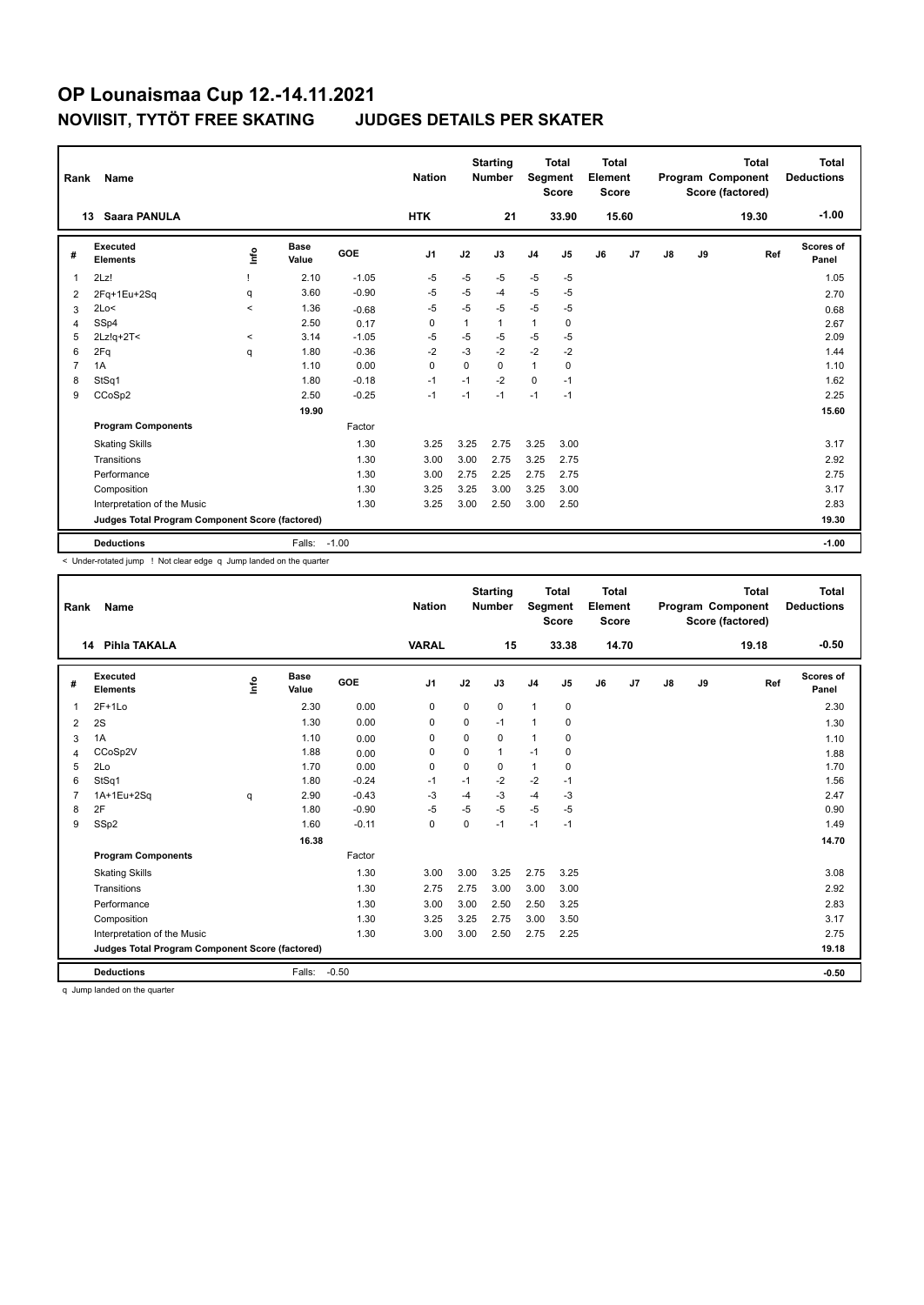# OP Lounaismaa Cup 12.-14.11.2021

## NOVIISIT, TYTÖT FREE SKATING JUDGES DETAILS PER SKATER

| Rank | Name | Nation | Starting Number | Total Segment Score | Total Element Score | Total Program Component Score (factored) | Total Deductions |
|---|---|---|---|---|---|---|---|
| 13 | Saara PANULA | HTK | 21 | 33.90 | 15.60 | 19.30 | -1.00 |

| # | Executed Elements | Info | Base Value | GOE | J1 | J2 | J3 | J4 | J5 | J6 | J7 | J8 | J9 | Ref | Scores of Panel |
|---|---|---|---|---|---|---|---|---|---|---|---|---|---|---|---|
| 1 | 2Lz! | ! | 2.10 | -1.05 | -5 | -5 | -5 | -5 | -5 | | | | | | 1.05 |
| 2 | 2Fq+1Eu+2Sq | q | 3.60 | -0.90 | -5 | -5 | -4 | -5 | -5 | | | | | | 2.70 |
| 3 | 2Lo< | < | 1.36 | -0.68 | -5 | -5 | -5 | -5 | -5 | | | | | | 0.68 |
| 4 | SSp4 | | 2.50 | 0.17 | 0 | 1 | 1 | 1 | 0 | | | | | | 2.67 |
| 5 | 2Lz!q+2T< | < | 3.14 | -1.05 | -5 | -5 | -5 | -5 | -5 | | | | | | 2.09 |
| 6 | 2Fq | q | 1.80 | -0.36 | -2 | -3 | -2 | -2 | -2 | | | | | | 1.44 |
| 7 | 1A | | 1.10 | 0.00 | 0 | 0 | 0 | 1 | 0 | | | | | | 1.10 |
| 8 | StSq1 | | 1.80 | -0.18 | -1 | -1 | -2 | 0 | -1 | | | | | | 1.62 |
| 9 | CCoSp2 | | 2.50 | -0.25 | -1 | -1 | -1 | -1 | -1 | | | | | | 2.25 |
| | | | 19.90 | | | | | | | | | | | | 15.60 |
| | **Program Components** | | | Factor | | | | | | | | | | | |
| | Skating Skills | | | 1.30 | 3.25 | 3.25 | 2.75 | 3.25 | 3.00 | | | | | | 3.17 |
| | Transitions | | | 1.30 | 3.00 | 3.00 | 2.75 | 3.25 | 2.75 | | | | | | 2.92 |
| | Performance | | | 1.30 | 3.00 | 2.75 | 2.25 | 2.75 | 2.75 | | | | | | 2.75 |
| | Composition | | | 1.30 | 3.25 | 3.25 | 3.00 | 3.25 | 3.00 | | | | | | 3.17 |
| | Interpretation of the Music | | | 1.30 | 3.25 | 3.00 | 2.50 | 3.00 | 2.50 | | | | | | 2.83 |
| | **Judges Total Program Component Score (factored)** | | | | | | | | | | | | | | 19.30 |
| | **Deductions** | | Falls: | -1.00 | | | | | | | | | | | -1.00 |

< Under-rotated jump ! Not clear edge q Jump landed on the quarter

| Rank | Name | Nation | Starting Number | Total Segment Score | Total Element Score | Total Program Component Score (factored) | Total Deductions |
|---|---|---|---|---|---|---|---|
| 14 | Pihla TAKALA | VARAL | 15 | 33.38 | 14.70 | 19.18 | -0.50 |

| # | Executed Elements | Info | Base Value | GOE | J1 | J2 | J3 | J4 | J5 | J6 | J7 | J8 | J9 | Ref | Scores of Panel |
|---|---|---|---|---|---|---|---|---|---|---|---|---|---|---|---|
| 1 | 2F+1Lo | | 2.30 | 0.00 | 0 | 0 | 0 | 1 | 0 | | | | | | 2.30 |
| 2 | 2S | | 1.30 | 0.00 | 0 | 0 | -1 | 1 | 0 | | | | | | 1.30 |
| 3 | 1A | | 1.10 | 0.00 | 0 | 0 | 0 | 1 | 0 | | | | | | 1.10 |
| 4 | CCoSp2V | | 1.88 | 0.00 | 0 | 0 | 1 | -1 | 0 | | | | | | 1.88 |
| 5 | 2Lo | | 1.70 | 0.00 | 0 | 0 | 0 | 1 | 0 | | | | | | 1.70 |
| 6 | StSq1 | | 1.80 | -0.24 | -1 | -1 | -2 | -2 | -1 | | | | | | 1.56 |
| 7 | 1A+1Eu+2Sq | q | 2.90 | -0.43 | -3 | -4 | -3 | -4 | -3 | | | | | | 2.47 |
| 8 | 2F | | 1.80 | -0.90 | -5 | -5 | -5 | -5 | -5 | | | | | | 0.90 |
| 9 | SSp2 | | 1.60 | -0.11 | 0 | 0 | -1 | -1 | -1 | | | | | | 1.49 |
| | | | 16.38 | | | | | | | | | | | | 14.70 |
| | **Program Components** | | | Factor | | | | | | | | | | | |
| | Skating Skills | | | 1.30 | 3.00 | 3.00 | 3.25 | 2.75 | 3.25 | | | | | | 3.08 |
| | Transitions | | | 1.30 | 2.75 | 2.75 | 3.00 | 3.00 | 3.00 | | | | | | 2.92 |
| | Performance | | | 1.30 | 3.00 | 3.00 | 2.50 | 2.50 | 3.25 | | | | | | 2.83 |
| | Composition | | | 1.30 | 3.25 | 3.25 | 2.75 | 3.00 | 3.50 | | | | | | 3.17 |
| | Interpretation of the Music | | | 1.30 | 3.00 | 3.00 | 2.50 | 2.75 | 2.25 | | | | | | 2.75 |
| | **Judges Total Program Component Score (factored)** | | | | | | | | | | | | | | 19.18 |
| | **Deductions** | | Falls: | -0.50 | | | | | | | | | | | -0.50 |

q Jump landed on the quarter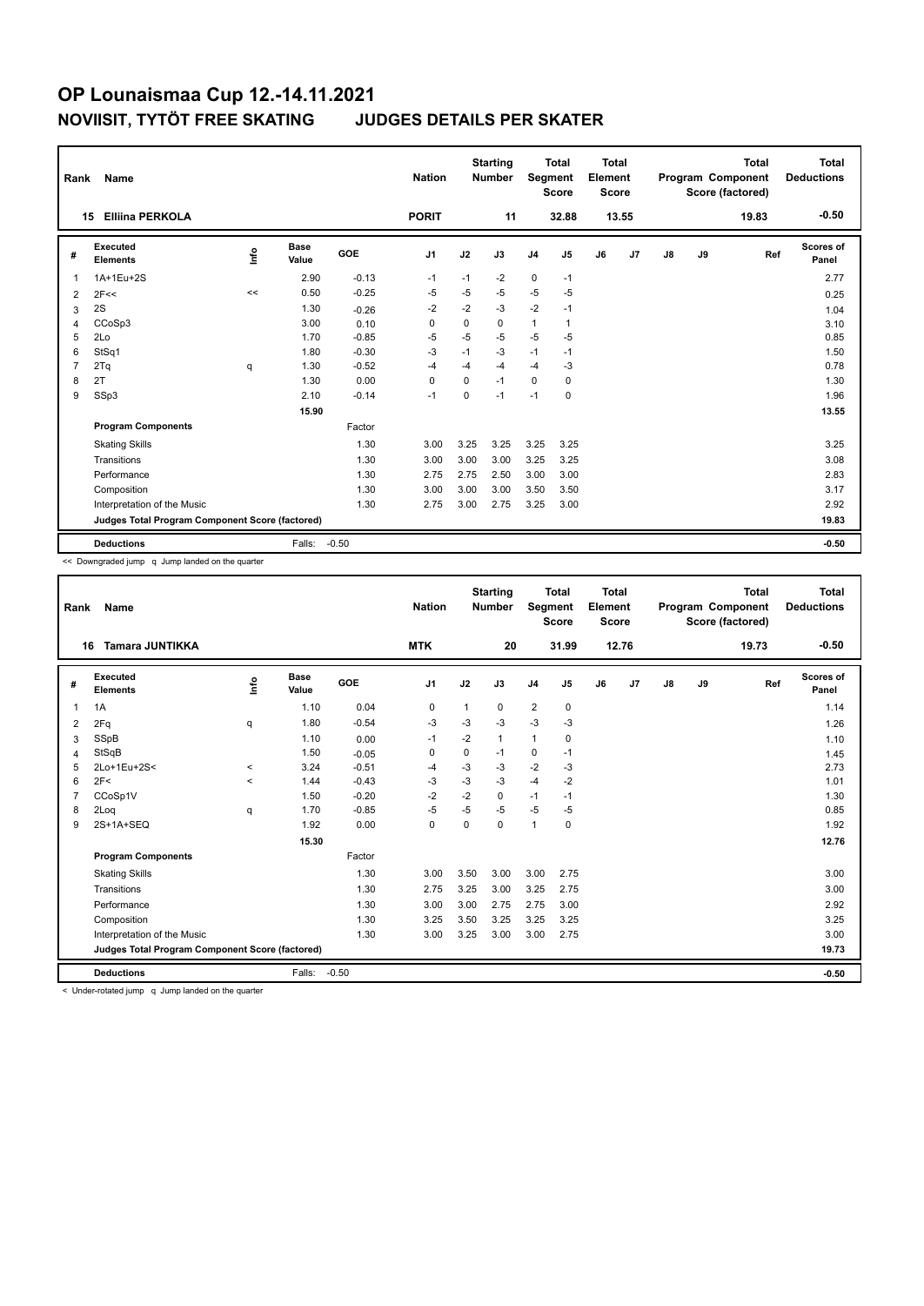# OP Lounaismaa Cup 12.-14.11.2021

## NOVIISIT, TYTÖT FREE SKATING JUDGES DETAILS PER SKATER

| Rank | Name | Nation | Starting Number | Total Segment Score | Total Element Score | Total Program Component Score (factored) | Total Deductions |
|---|---|---|---|---|---|---|---|
| 15 | Elliina PERKOLA | PORIT | 11 | 32.88 | 13.55 | 19.83 | -0.50 |

| # | Executed Elements | Info | Base Value | GOE | J1 | J2 | J3 | J4 | J5 | J6 | J7 | J8 | J9 | Ref | Scores of Panel |
|---|---|---|---|---|---|---|---|---|---|---|---|---|---|---|---|
| 1 | 1A+1Eu+2S | | 2.90 | -0.13 | -1 | -1 | -2 | 0 | -1 | | | | | | 2.77 |
| 2 | 2F<< | << | 0.50 | -0.25 | -5 | -5 | -5 | -5 | -5 | | | | | | 0.25 |
| 3 | 2S | | 1.30 | -0.26 | -2 | -2 | -3 | -2 | -1 | | | | | | 1.04 |
| 4 | CCoSp3 | | 3.00 | 0.10 | 0 | 0 | 0 | 1 | 1 | | | | | | 3.10 |
| 5 | 2Lo | | 1.70 | -0.85 | -5 | -5 | -5 | -5 | -5 | | | | | | 0.85 |
| 6 | StSq1 | | 1.80 | -0.30 | -3 | -1 | -3 | -1 | -1 | | | | | | 1.50 |
| 7 | 2Tq | q | 1.30 | -0.52 | -4 | -4 | -4 | -4 | -3 | | | | | | 0.78 |
| 8 | 2T | | 1.30 | 0.00 | 0 | 0 | -1 | 0 | 0 | | | | | | 1.30 |
| 9 | SSp3 | | 2.10 | -0.14 | -1 | 0 | -1 | -1 | 0 | | | | | | 1.96 |
| | | | 15.90 | | | | | | | | | | | | 13.55 |
| | **Program Components** | | | Factor | | | | | | | | | | | |
| | Skating Skills | | | 1.30 | 3.00 | 3.25 | 3.25 | 3.25 | 3.25 | | | | | | 3.25 |
| | Transitions | | | 1.30 | 3.00 | 3.00 | 3.00 | 3.25 | 3.25 | | | | | | 3.08 |
| | Performance | | | 1.30 | 2.75 | 2.75 | 2.50 | 3.00 | 3.00 | | | | | | 2.83 |
| | Composition | | | 1.30 | 3.00 | 3.00 | 3.00 | 3.50 | 3.50 | | | | | | 3.17 |
| | Interpretation of the Music | | | 1.30 | 2.75 | 3.00 | 2.75 | 3.25 | 3.00 | | | | | | 2.92 |
| | **Judges Total Program Component Score (factored)** | | | | | | | | | | | | | | 19.83 |
| | **Deductions** | | Falls: | -0.50 | | | | | | | | | | | -0.50 |

<< Downgraded jump q Jump landed on the quarter

| Rank | Name | Nation | Starting Number | Total Segment Score | Total Element Score | Total Program Component Score (factored) | Total Deductions |
|---|---|---|---|---|---|---|---|
| 16 | Tamara JUNTIKKA | MTK | 20 | 31.99 | 12.76 | 19.73 | -0.50 |

| # | Executed Elements | Info | Base Value | GOE | J1 | J2 | J3 | J4 | J5 | J6 | J7 | J8 | J9 | Ref | Scores of Panel |
|---|---|---|---|---|---|---|---|---|---|---|---|---|---|---|---|
| 1 | 1A | | 1.10 | 0.04 | 0 | 1 | 0 | 2 | 0 | | | | | | 1.14 |
| 2 | 2Fq | q | 1.80 | -0.54 | -3 | -3 | -3 | -3 | -3 | | | | | | 1.26 |
| 3 | SSpB | | 1.10 | 0.00 | -1 | -2 | 1 | 1 | 0 | | | | | | 1.10 |
| 4 | StSqB | | 1.50 | -0.05 | 0 | 0 | -1 | 0 | -1 | | | | | | 1.45 |
| 5 | 2Lo+1Eu+2S< | < | 3.24 | -0.51 | -4 | -3 | -3 | -2 | -3 | | | | | | 2.73 |
| 6 | 2F< | < | 1.44 | -0.43 | -3 | -3 | -3 | -4 | -2 | | | | | | 1.01 |
| 7 | CCoSp1V | | 1.50 | -0.20 | -2 | -2 | 0 | -1 | -1 | | | | | | 1.30 |
| 8 | 2Loq | q | 1.70 | -0.85 | -5 | -5 | -5 | -5 | -5 | | | | | | 0.85 |
| 9 | 2S+1A+SEQ | | 1.92 | 0.00 | 0 | 0 | 0 | 1 | 0 | | | | | | 1.92 |
| | | | 15.30 | | | | | | | | | | | | 12.76 |
| | **Program Components** | | | Factor | | | | | | | | | | | |
| | Skating Skills | | | 1.30 | 3.00 | 3.50 | 3.00 | 3.00 | 2.75 | | | | | | 3.00 |
| | Transitions | | | 1.30 | 2.75 | 3.25 | 3.00 | 3.25 | 2.75 | | | | | | 3.00 |
| | Performance | | | 1.30 | 3.00 | 3.00 | 2.75 | 2.75 | 3.00 | | | | | | 2.92 |
| | Composition | | | 1.30 | 3.25 | 3.50 | 3.25 | 3.25 | 3.25 | | | | | | 3.25 |
| | Interpretation of the Music | | | 1.30 | 3.00 | 3.25 | 3.00 | 3.00 | 2.75 | | | | | | 3.00 |
| | **Judges Total Program Component Score (factored)** | | | | | | | | | | | | | | 19.73 |
| | **Deductions** | | Falls: | -0.50 | | | | | | | | | | | -0.50 |

< Under-rotated jump q Jump landed on the quarter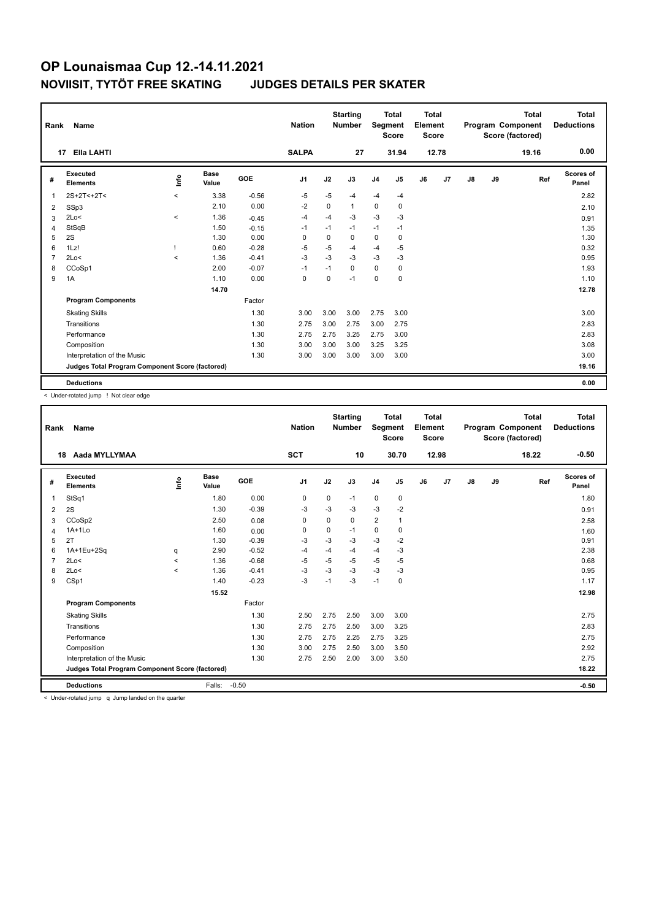# OP Lounaismaa Cup 12.-14.11.2021

## NOVIISIT, TYTÖT FREE SKATING JUDGES DETAILS PER SKATER

| Rank | Name | Nation | Starting Number | Total Segment Score | Total Element Score | Total Program Component Score (factored) | Total Deductions |
|---|---|---|---|---|---|---|---|
| 17 | Ella LAHTI | SALPA | 27 | 31.94 | 12.78 | 19.16 | 0.00 |

| # | Executed Elements | Info | Base Value | GOE | J1 | J2 | J3 | J4 | J5 | J6 | J7 | J8 | J9 | Ref | Scores of Panel |
|---|---|---|---|---|---|---|---|---|---|---|---|---|---|---|---|
| 1 | 2S+2T<+2T< | < | 3.38 | -0.56 | -5 | -5 | -4 | -4 | -4 | | | | | | 2.82 |
| 2 | SSp3 | | 2.10 | 0.00 | -2 | 0 | 1 | 0 | 0 | | | | | | 2.10 |
| 3 | 2Lo< | < | 1.36 | -0.45 | -4 | -4 | -3 | -3 | -3 | | | | | | 0.91 |
| 4 | StSqB | | 1.50 | -0.15 | -1 | -1 | -1 | -1 | -1 | | | | | | 1.35 |
| 5 | 2S | | 1.30 | 0.00 | 0 | 0 | 0 | 0 | 0 | | | | | | 1.30 |
| 6 | 1Lz! | ! | 0.60 | -0.28 | -5 | -5 | -4 | -4 | -5 | | | | | | 0.32 |
| 7 | 2Lo< | < | 1.36 | -0.41 | -3 | -3 | -3 | -3 | -3 | | | | | | 0.95 |
| 8 | CCoSp1 | | 2.00 | -0.07 | -1 | -1 | 0 | 0 | 0 | | | | | | 1.93 |
| 9 | 1A | | 1.10 | 0.00 | 0 | 0 | -1 | 0 | 0 | | | | | | 1.10 |
| | | | 14.70 | | | | | | | | | | | | 12.78 |
| | **Program Components** | | | Factor | | | | | | | | | | | |
| | Skating Skills | | | 1.30 | 3.00 | 3.00 | 3.00 | 2.75 | 3.00 | | | | | | 3.00 |
| | Transitions | | | 1.30 | 2.75 | 3.00 | 2.75 | 3.00 | 2.75 | | | | | | 2.83 |
| | Performance | | | 1.30 | 2.75 | 2.75 | 3.25 | 2.75 | 3.00 | | | | | | 2.83 |
| | Composition | | | 1.30 | 3.00 | 3.00 | 3.00 | 3.25 | 3.25 | | | | | | 3.08 |
| | Interpretation of the Music | | | 1.30 | 3.00 | 3.00 | 3.00 | 3.00 | 3.00 | | | | | | 3.00 |
| | **Judges Total Program Component Score (factored)** | | | | | | | | | | | | | | 19.16 |
| | **Deductions** | | | | | | | | | | | | | | 0.00 |

< Under-rotated jump ! Not clear edge

| Rank | Name | Nation | Starting Number | Total Segment Score | Total Element Score | Total Program Component Score (factored) | Total Deductions |
|---|---|---|---|---|---|---|---|
| 18 | Aada MYLLYMAA | SCT | 10 | 30.70 | 12.98 | 18.22 | -0.50 |

| # | Executed Elements | Info | Base Value | GOE | J1 | J2 | J3 | J4 | J5 | J6 | J7 | J8 | J9 | Ref | Scores of Panel |
|---|---|---|---|---|---|---|---|---|---|---|---|---|---|---|---|
| 1 | StSq1 | | 1.80 | 0.00 | 0 | 0 | -1 | 0 | 0 | | | | | | 1.80 |
| 2 | 2S | | 1.30 | -0.39 | -3 | -3 | -3 | -3 | -2 | | | | | | 0.91 |
| 3 | CCoSp2 | | 2.50 | 0.08 | 0 | 0 | 0 | 2 | 1 | | | | | | 2.58 |
| 4 | 1A+1Lo | | 1.60 | 0.00 | 0 | 0 | -1 | 0 | 0 | | | | | | 1.60 |
| 5 | 2T | | 1.30 | -0.39 | -3 | -3 | -3 | -3 | -2 | | | | | | 0.91 |
| 6 | 1A+1Eu+2Sq | q | 2.90 | -0.52 | -4 | -4 | -4 | -4 | -3 | | | | | | 2.38 |
| 7 | 2Lo< | < | 1.36 | -0.68 | -5 | -5 | -5 | -5 | -5 | | | | | | 0.68 |
| 8 | 2Lo< | < | 1.36 | -0.41 | -3 | -3 | -3 | -3 | -3 | | | | | | 0.95 |
| 9 | CSp1 | | 1.40 | -0.23 | -3 | -1 | -3 | -1 | 0 | | | | | | 1.17 |
| | | | 15.52 | | | | | | | | | | | | 12.98 |
| | **Program Components** | | | Factor | | | | | | | | | | | |
| | Skating Skills | | | 1.30 | 2.50 | 2.75 | 2.50 | 3.00 | 3.00 | | | | | | 2.75 |
| | Transitions | | | 1.30 | 2.75 | 2.75 | 2.50 | 3.00 | 3.25 | | | | | | 2.83 |
| | Performance | | | 1.30 | 2.75 | 2.75 | 2.25 | 2.75 | 3.25 | | | | | | 2.75 |
| | Composition | | | 1.30 | 3.00 | 2.75 | 2.50 | 3.00 | 3.50 | | | | | | 2.92 |
| | Interpretation of the Music | | | 1.30 | 2.75 | 2.50 | 2.00 | 3.00 | 3.50 | | | | | | 2.75 |
| | **Judges Total Program Component Score (factored)** | | | | | | | | | | | | | | 18.22 |
| | **Deductions** | | Falls: | -0.50 | | | | | | | | | | | -0.50 |

< Under-rotated jump q Jump landed on the quarter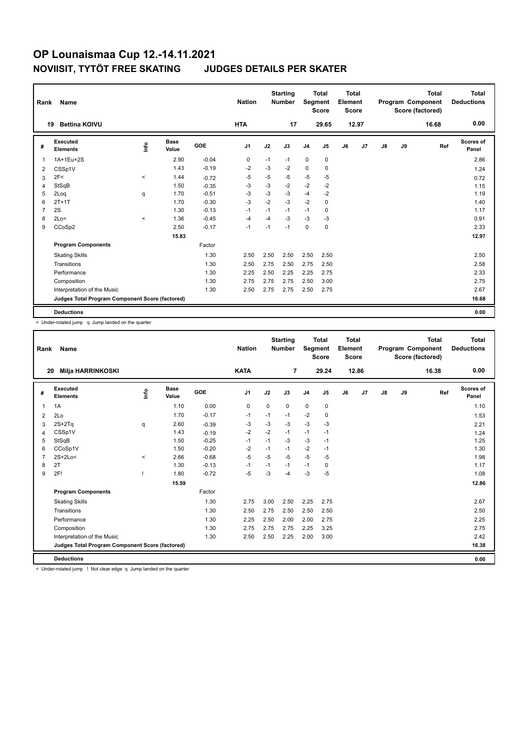# OP Lounaismaa Cup 12.-14.11.2021

## NOVIISIT, TYTÖT FREE SKATING JUDGES DETAILS PER SKATER

| Rank | Name | Nation | Starting Number | Total Segment Score | Total Element Score | Total Program Component Score (factored) | Total Deductions |
|---|---|---|---|---|---|---|---|
| 19 | Bettina KOIVU | HTA | 17 | 29.65 | 12.97 | 16.68 | 0.00 |

| # | Executed Elements | Info | Base Value | GOE | J1 | J2 | J3 | J4 | J5 | J6 | J7 | J8 | J9 | Ref | Scores of Panel |
|---|---|---|---|---|---|---|---|---|---|---|---|---|---|---|---|
| 1 | 1A+1Eu+2S | | 2.90 | -0.04 | 0 | -1 | -1 | 0 | 0 | | | | | | 2.86 |
| 2 | CSSp1V | | 1.43 | -0.19 | -2 | -3 | -2 | 0 | 0 | | | | | | 1.24 |
| 3 | 2F< | < | 1.44 | -0.72 | -5 | -5 | -5 | -5 | -5 | | | | | | 0.72 |
| 4 | StSqB | | 1.50 | -0.35 | -3 | -3 | -2 | -2 | -2 | | | | | | 1.15 |
| 5 | 2Loq | q | 1.70 | -0.51 | -3 | -3 | -3 | -4 | -2 | | | | | | 1.19 |
| 6 | 2T+1T | | 1.70 | -0.30 | -3 | -2 | -3 | -2 | 0 | | | | | | 1.40 |
| 7 | 2S | | 1.30 | -0.13 | -1 | -1 | -1 | -1 | 0 | | | | | | 1.17 |
| 8 | 2Lo< | < | 1.36 | -0.45 | -4 | -4 | -3 | -3 | -3 | | | | | | 0.91 |
| 9 | CCoSp2 | | 2.50 | -0.17 | -1 | -1 | -1 | 0 | 0 | | | | | | 2.33 |
| | | | 15.83 | | | | | | | | | | | | 12.97 |
| | **Program Components** | | | Factor | | | | | | | | | | | |
| | Skating Skills | | | 1.30 | 2.50 | 2.50 | 2.50 | 2.50 | 2.50 | | | | | | 2.50 |
| | Transitions | | | 1.30 | 2.50 | 2.75 | 2.50 | 2.75 | 2.50 | | | | | | 2.58 |
| | Performance | | | 1.30 | 2.25 | 2.50 | 2.25 | 2.25 | 2.75 | | | | | | 2.33 |
| | Composition | | | 1.30 | 2.75 | 2.75 | 2.75 | 2.50 | 3.00 | | | | | | 2.75 |
| | Interpretation of the Music | | | 1.30 | 2.50 | 2.75 | 2.75 | 2.50 | 2.75 | | | | | | 2.67 |
| | **Judges Total Program Component Score (factored)** | | | | | | | | | | | | | | 16.68 |
| | **Deductions** | | | | | | | | | | | | | | 0.00 |

< Under-rotated jump q Jump landed on the quarter

| Rank | Name | Nation | Starting Number | Total Segment Score | Total Element Score | Total Program Component Score (factored) | Total Deductions |
|---|---|---|---|---|---|---|---|
| 20 | Milja HARRINKOSKI | KATA | 7 | 29.24 | 12.86 | 16.38 | 0.00 |

| # | Executed Elements | Info | Base Value | GOE | J1 | J2 | J3 | J4 | J5 | J6 | J7 | J8 | J9 | Ref | Scores of Panel |
|---|---|---|---|---|---|---|---|---|---|---|---|---|---|---|---|
| 1 | 1A | | 1.10 | 0.00 | 0 | 0 | 0 | 0 | 0 | | | | | | 1.10 |
| 2 | 2Lo | | 1.70 | -0.17 | -1 | -1 | -1 | -2 | 0 | | | | | | 1.53 |
| 3 | 2S+2Tq | q | 2.60 | -0.39 | -3 | -3 | -3 | -3 | -3 | | | | | | 2.21 |
| 4 | CSSp1V | | 1.43 | -0.19 | -2 | -2 | -1 | -1 | -1 | | | | | | 1.24 |
| 5 | StSqB | | 1.50 | -0.25 | -1 | -1 | -3 | -3 | -1 | | | | | | 1.25 |
| 6 | CCoSp1V | | 1.50 | -0.20 | -2 | -1 | -1 | -2 | -1 | | | | | | 1.30 |
| 7 | 2S+2Lo< | < | 2.66 | -0.68 | -5 | -5 | -5 | -5 | -5 | | | | | | 1.98 |
| 8 | 2T | | 1.30 | -0.13 | -1 | -1 | -1 | -1 | 0 | | | | | | 1.17 |
| 9 | 2F! | ! | 1.80 | -0.72 | -5 | -3 | -4 | -3 | -5 | | | | | | 1.08 |
| | | | 15.59 | | | | | | | | | | | | 12.86 |
| | **Program Components** | | | Factor | | | | | | | | | | | |
| | Skating Skills | | | 1.30 | 2.75 | 3.00 | 2.50 | 2.25 | 2.75 | | | | | | 2.67 |
| | Transitions | | | 1.30 | 2.50 | 2.75 | 2.50 | 2.50 | 2.50 | | | | | | 2.50 |
| | Performance | | | 1.30 | 2.25 | 2.50 | 2.00 | 2.00 | 2.75 | | | | | | 2.25 |
| | Composition | | | 1.30 | 2.75 | 2.75 | 2.75 | 2.25 | 3.25 | | | | | | 2.75 |
| | Interpretation of the Music | | | 1.30 | 2.50 | 2.50 | 2.25 | 2.00 | 3.00 | | | | | | 2.42 |
| | **Judges Total Program Component Score (factored)** | | | | | | | | | | | | | | 16.38 |
| | **Deductions** | | | | | | | | | | | | | | 0.00 |

< Under-rotated jump ! Not clear edge q Jump landed on the quarter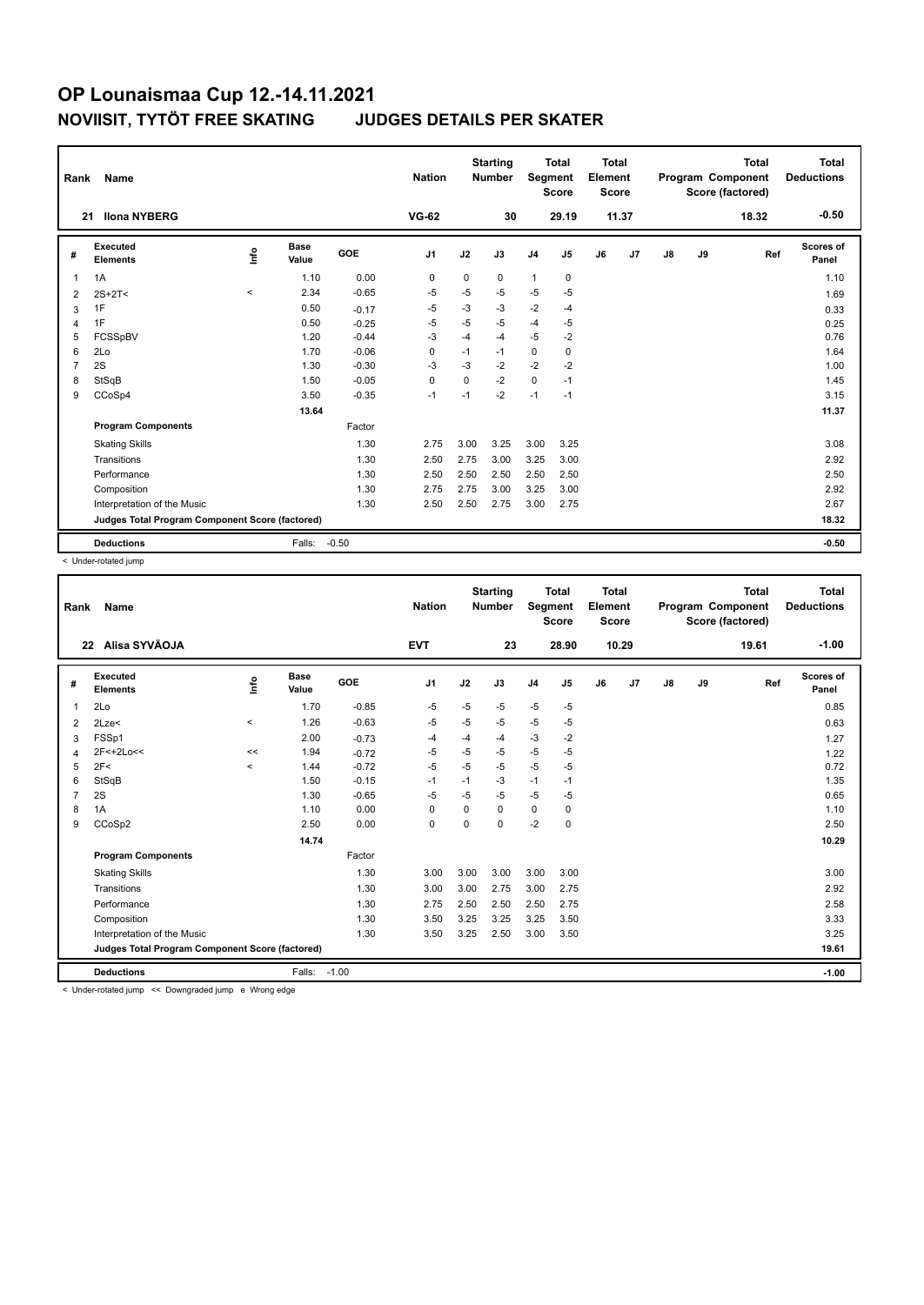# OP Lounaismaa Cup 12.-14.11.2021

## NOVIISIT, TYTÖT FREE SKATING JUDGES DETAILS PER SKATER

| Rank | Name | | | | Nation | | Starting Number | | Total Segment Score | Total Element Score | | | | Total Program Component Score (factored) | Total Deductions |
|---|---|---|---|---|---|---|---|---|---|---|---|---|---|---|---|
| 21 | Ilona NYBERG | | | | VG-62 | | 30 | | 29.19 | 11.37 | | | | 18.32 | -0.50 |

| # | Executed Elements | Info | Base Value | GOE | J1 | J2 | J3 | J4 | J5 | J6 | J7 | J8 | J9 | Ref | Scores of Panel |
|---|---|---|---|---|---|---|---|---|---|---|---|---|---|---|---|
| 1 | 1A | | 1.10 | 0.00 | 0 | 0 | 0 | 1 | 0 | | | | | | 1.10 |
| 2 | 2S+2T< | < | 2.34 | -0.65 | -5 | -5 | -5 | -5 | -5 | | | | | | 1.69 |
| 3 | 1F | | 0.50 | -0.17 | -5 | -3 | -3 | -2 | -4 | | | | | | 0.33 |
| 4 | 1F | | 0.50 | -0.25 | -5 | -5 | -5 | -4 | -5 | | | | | | 0.25 |
| 5 | FCSSpBV | | 1.20 | -0.44 | -3 | -4 | -4 | -5 | -2 | | | | | | 0.76 |
| 6 | 2Lo | | 1.70 | -0.06 | 0 | -1 | -1 | 0 | 0 | | | | | | 1.64 |
| 7 | 2S | | 1.30 | -0.30 | -3 | -3 | -2 | -2 | -2 | | | | | | 1.00 |
| 8 | StSqB | | 1.50 | -0.05 | 0 | 0 | -2 | 0 | -1 | | | | | | 1.45 |
| 9 | CCoSp4 | | 3.50 | -0.35 | -1 | -1 | -2 | -1 | -1 | | | | | | 3.15 |
| | | | 13.64 | | | | | | | | | | | | 11.37 |
| | **Program Components** | | | Factor | | | | | | | | | | | |
| | Skating Skills | | | 1.30 | 2.75 | 3.00 | 3.25 | 3.00 | 3.25 | | | | | | 3.08 |
| | Transitions | | | 1.30 | 2.50 | 2.75 | 3.00 | 3.25 | 3.00 | | | | | | 2.92 |
| | Performance | | | 1.30 | 2.50 | 2.50 | 2.50 | 2.50 | 2.50 | | | | | | 2.50 |
| | Composition | | | 1.30 | 2.75 | 2.75 | 3.00 | 3.25 | 3.00 | | | | | | 2.92 |
| | Interpretation of the Music | | | 1.30 | 2.50 | 2.50 | 2.75 | 3.00 | 2.75 | | | | | | 2.67 |
| | **Judges Total Program Component Score (factored)** | | | | | | | | | | | | | | 18.32 |
| | **Deductions** | | Falls: | -0.50 | | | | | | | | | | | -0.50 |

< Under-rotated jump

| Rank | Name | | | | Nation | | Starting Number | | Total Segment Score | Total Element Score | | | | Total Program Component Score (factored) | Total Deductions |
|---|---|---|---|---|---|---|---|---|---|---|---|---|---|---|---|
| 22 | Alisa SYVÄOJA | | | | EVT | | 23 | | 28.90 | 10.29 | | | | 19.61 | -1.00 |

| # | Executed Elements | Info | Base Value | GOE | J1 | J2 | J3 | J4 | J5 | J6 | J7 | J8 | J9 | Ref | Scores of Panel |
|---|---|---|---|---|---|---|---|---|---|---|---|---|---|---|---|
| 1 | 2Lo | | 1.70 | -0.85 | -5 | -5 | -5 | -5 | -5 | | | | | | 0.85 |
| 2 | 2Lze< | < | 1.26 | -0.63 | -5 | -5 | -5 | -5 | -5 | | | | | | 0.63 |
| 3 | FSSp1 | | 2.00 | -0.73 | -4 | -4 | -4 | -3 | -2 | | | | | | 1.27 |
| 4 | 2F<+2Lo<< | << | 1.94 | -0.72 | -5 | -5 | -5 | -5 | -5 | | | | | | 1.22 |
| 5 | 2F< | < | 1.44 | -0.72 | -5 | -5 | -5 | -5 | -5 | | | | | | 0.72 |
| 6 | StSqB | | 1.50 | -0.15 | -1 | -1 | -3 | -1 | -1 | | | | | | 1.35 |
| 7 | 2S | | 1.30 | -0.65 | -5 | -5 | -5 | -5 | -5 | | | | | | 0.65 |
| 8 | 1A | | 1.10 | 0.00 | 0 | 0 | 0 | 0 | 0 | | | | | | 1.10 |
| 9 | CCoSp2 | | 2.50 | 0.00 | 0 | 0 | 0 | -2 | 0 | | | | | | 2.50 |
| | | | 14.74 | | | | | | | | | | | | 10.29 |
| | **Program Components** | | | Factor | | | | | | | | | | | |
| | Skating Skills | | | 1.30 | 3.00 | 3.00 | 3.00 | 3.00 | 3.00 | | | | | | 3.00 |
| | Transitions | | | 1.30 | 3.00 | 3.00 | 2.75 | 3.00 | 2.75 | | | | | | 2.92 |
| | Performance | | | 1.30 | 2.75 | 2.50 | 2.50 | 2.50 | 2.75 | | | | | | 2.58 |
| | Composition | | | 1.30 | 3.50 | 3.25 | 3.25 | 3.25 | 3.50 | | | | | | 3.33 |
| | Interpretation of the Music | | | 1.30 | 3.50 | 3.25 | 2.50 | 3.00 | 3.50 | | | | | | 3.25 |
| | **Judges Total Program Component Score (factored)** | | | | | | | | | | | | | | 19.61 |
| | **Deductions** | | Falls: | -1.00 | | | | | | | | | | | -1.00 |

< Under-rotated jump << Downgraded jump e Wrong edge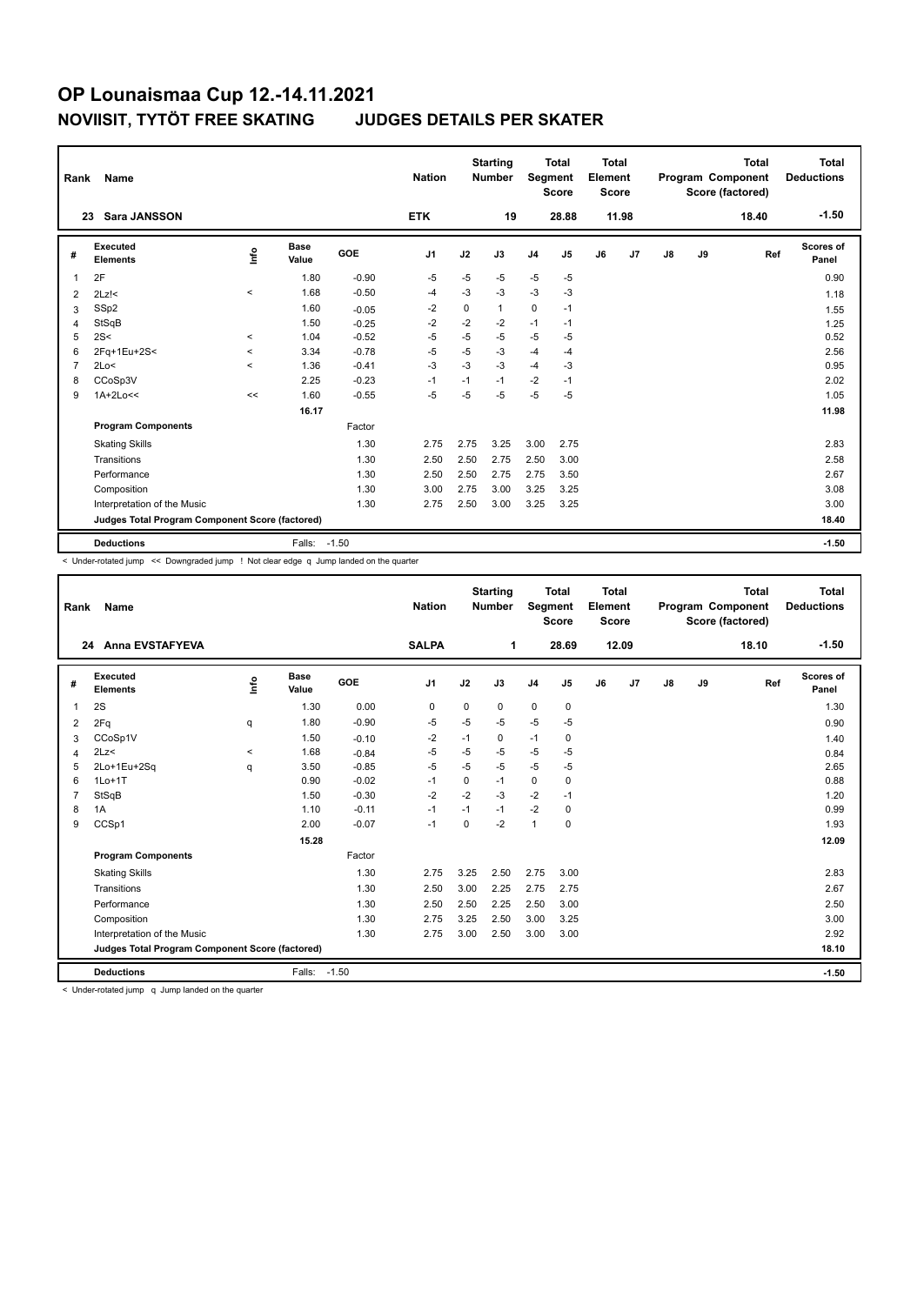# OP Lounaismaa Cup 12.-14.11.2021

## NOVIISIT, TYTÖT FREE SKATING JUDGES DETAILS PER SKATER

| Rank | Name | Nation | Starting Number | Total Segment Score | Total Element Score | Total Program Component Score (factored) | Total Deductions |
|---|---|---|---|---|---|---|---|
| 23 | Sara JANSSON | ETK | 19 | 28.88 | 11.98 | 18.40 | -1.50 |

| # | Executed Elements | Info | Base Value | GOE | J1 | J2 | J3 | J4 | J5 | J6 | J7 | J8 | J9 | Ref | Scores of Panel |
|---|---|---|---|---|---|---|---|---|---|---|---|---|---|---|---|
| 1 | 2F | | 1.80 | -0.90 | -5 | -5 | -5 | -5 | -5 | | | | | | 0.90 |
| 2 | 2Lz!< | < | 1.68 | -0.50 | -4 | -3 | -3 | -3 | -3 | | | | | | 1.18 |
| 3 | SSp2 | | 1.60 | -0.05 | -2 | 0 | 1 | 0 | -1 | | | | | | 1.55 |
| 4 | StSqB | | 1.50 | -0.25 | -2 | -2 | -2 | -1 | -1 | | | | | | 1.25 |
| 5 | 2S< | < | 1.04 | -0.52 | -5 | -5 | -5 | -5 | -5 | | | | | | 0.52 |
| 6 | 2Fq+1Eu+2S< | < | 3.34 | -0.78 | -5 | -5 | -3 | -4 | -4 | | | | | | 2.56 |
| 7 | 2Lo< | < | 1.36 | -0.41 | -3 | -3 | -3 | -4 | -3 | | | | | | 0.95 |
| 8 | CCoSp3V | | 2.25 | -0.23 | -1 | -1 | -1 | -2 | -1 | | | | | | 2.02 |
| 9 | 1A+2Lo<< | << | 1.60 | -0.55 | -5 | -5 | -5 | -5 | -5 | | | | | | 1.05 |
| | | | 16.17 | | | | | | | | | | | | 11.98 |
| | **Program Components** | | | Factor | | | | | | | | | | | |
| | Skating Skills | | | 1.30 | 2.75 | 2.75 | 3.25 | 3.00 | 2.75 | | | | | | 2.83 |
| | Transitions | | | 1.30 | 2.50 | 2.50 | 2.75 | 2.50 | 3.00 | | | | | | 2.58 |
| | Performance | | | 1.30 | 2.50 | 2.50 | 2.75 | 2.75 | 3.50 | | | | | | 2.67 |
| | Composition | | | 1.30 | 3.00 | 2.75 | 3.00 | 3.25 | 3.25 | | | | | | 3.08 |
| | Interpretation of the Music | | | 1.30 | 2.75 | 2.50 | 3.00 | 3.25 | 3.25 | | | | | | 3.00 |
| | **Judges Total Program Component Score (factored)** | | | | | | | | | | | | | | 18.40 |
| | **Deductions** | | Falls: | -1.50 | | | | | | | | | | | -1.50 |

< Under-rotated jump << Downgraded jump ! Not clear edge q Jump landed on the quarter

| Rank | Name | Nation | Starting Number | Total Segment Score | Total Element Score | Total Program Component Score (factored) | Total Deductions |
|---|---|---|---|---|---|---|---|
| 24 | Anna EVSTAFYEVA | SALPA | 1 | 28.69 | 12.09 | 18.10 | -1.50 |

| # | Executed Elements | Info | Base Value | GOE | J1 | J2 | J3 | J4 | J5 | J6 | J7 | J8 | J9 | Ref | Scores of Panel |
|---|---|---|---|---|---|---|---|---|---|---|---|---|---|---|---|
| 1 | 2S | | 1.30 | 0.00 | 0 | 0 | 0 | 0 | 0 | | | | | | 1.30 |
| 2 | 2Fq | q | 1.80 | -0.90 | -5 | -5 | -5 | -5 | -5 | | | | | | 0.90 |
| 3 | CCoSp1V | | 1.50 | -0.10 | -2 | -1 | 0 | -1 | 0 | | | | | | 1.40 |
| 4 | 2Lz< | < | 1.68 | -0.84 | -5 | -5 | -5 | -5 | -5 | | | | | | 0.84 |
| 5 | 2Lo+1Eu+2Sq | q | 3.50 | -0.85 | -5 | -5 | -5 | -5 | -5 | | | | | | 2.65 |
| 6 | 1Lo+1T | | 0.90 | -0.02 | -1 | 0 | -1 | 0 | 0 | | | | | | 0.88 |
| 7 | StSqB | | 1.50 | -0.30 | -2 | -2 | -3 | -2 | -1 | | | | | | 1.20 |
| 8 | 1A | | 1.10 | -0.11 | -1 | -1 | -1 | -2 | 0 | | | | | | 0.99 |
| 9 | CCSp1 | | 2.00 | -0.07 | -1 | 0 | -2 | 1 | 0 | | | | | | 1.93 |
| | | | 15.28 | | | | | | | | | | | | 12.09 |
| | **Program Components** | | | Factor | | | | | | | | | | | |
| | Skating Skills | | | 1.30 | 2.75 | 3.25 | 2.50 | 2.75 | 3.00 | | | | | | 2.83 |
| | Transitions | | | 1.30 | 2.50 | 3.00 | 2.25 | 2.75 | 2.75 | | | | | | 2.67 |
| | Performance | | | 1.30 | 2.50 | 2.50 | 2.25 | 2.50 | 3.00 | | | | | | 2.50 |
| | Composition | | | 1.30 | 2.75 | 3.25 | 2.50 | 3.00 | 3.25 | | | | | | 3.00 |
| | Interpretation of the Music | | | 1.30 | 2.75 | 3.00 | 2.50 | 3.00 | 3.00 | | | | | | 2.92 |
| | **Judges Total Program Component Score (factored)** | | | | | | | | | | | | | | 18.10 |
| | **Deductions** | | Falls: | -1.50 | | | | | | | | | | | -1.50 |

< Under-rotated jump q Jump landed on the quarter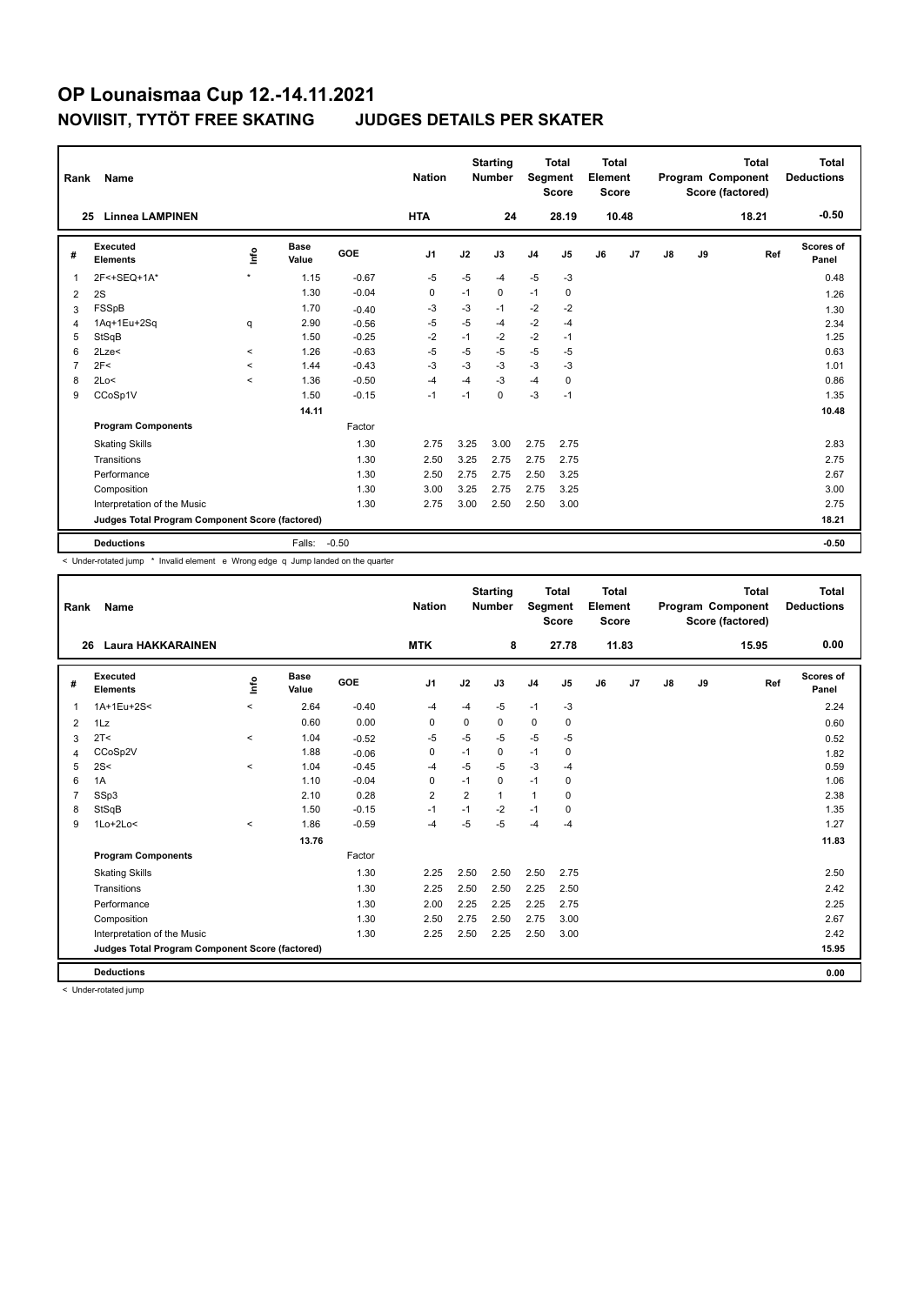# OP Lounaismaa Cup 12.-14.11.2021

## NOVIISIT, TYTÖT FREE SKATING JUDGES DETAILS PER SKATER

| Rank | Name | Nation | Starting Number | Total Segment Score | Total Element Score | Total Program Component Score (factored) | Total Deductions |
|---|---|---|---|---|---|---|---|
| 25 | Linnea LAMPINEN | HTA | 24 | 28.19 | 10.48 | 18.21 | -0.50 |

| # | Executed Elements | Info | Base Value | GOE | J1 | J2 | J3 | J4 | J5 | J6 | J7 | J8 | J9 | Ref | Scores of Panel |
|---|---|---|---|---|---|---|---|---|---|---|---|---|---|---|---|
| 1 | 2F<+SEQ+1A* | * | 1.15 | -0.67 | -5 | -5 | -4 | -5 | -3 | | | | | | 0.48 |
| 2 | 2S | | 1.30 | -0.04 | 0 | -1 | 0 | -1 | 0 | | | | | | 1.26 |
| 3 | FSSpB | | 1.70 | -0.40 | -3 | -3 | -1 | -2 | -2 | | | | | | 1.30 |
| 4 | 1Aq+1Eu+2Sq | q | 2.90 | -0.56 | -5 | -5 | -4 | -2 | -4 | | | | | | 2.34 |
| 5 | StSqB | | 1.50 | -0.25 | -2 | -1 | -2 | -2 | -1 | | | | | | 1.25 |
| 6 | 2Lze< | < | 1.26 | -0.63 | -5 | -5 | -5 | -5 | -5 | | | | | | 0.63 |
| 7 | 2F< | < | 1.44 | -0.43 | -3 | -3 | -3 | -3 | -3 | | | | | | 1.01 |
| 8 | 2Lo< | < | 1.36 | -0.50 | -4 | -4 | -3 | -4 | 0 | | | | | | 0.86 |
| 9 | CCoSp1V | | 1.50 | -0.15 | -1 | -1 | 0 | -3 | -1 | | | | | | 1.35 |
| | | | 14.11 | | | | | | | | | | | | 10.48 |
| | **Program Components** | | | Factor | | | | | | | | | | | |
| | Skating Skills | | | 1.30 | 2.75 | 3.25 | 3.00 | 2.75 | 2.75 | | | | | | 2.83 |
| | Transitions | | | 1.30 | 2.50 | 3.25 | 2.75 | 2.75 | 2.75 | | | | | | 2.75 |
| | Performance | | | 1.30 | 2.50 | 2.75 | 2.75 | 2.50 | 3.25 | | | | | | 2.67 |
| | Composition | | | 1.30 | 3.00 | 3.25 | 2.75 | 2.75 | 3.25 | | | | | | 3.00 |
| | Interpretation of the Music | | | 1.30 | 2.75 | 3.00 | 2.50 | 2.50 | 3.00 | | | | | | 2.75 |
| | **Judges Total Program Component Score (factored)** | | | | | | | | | | | | | | 18.21 |
| | **Deductions** | | Falls: | -0.50 | | | | | | | | | | | -0.50 |

< Under-rotated jump * Invalid element e Wrong edge q Jump landed on the quarter

| Rank | Name | Nation | Starting Number | Total Segment Score | Total Element Score | Total Program Component Score (factored) | Total Deductions |
|---|---|---|---|---|---|---|---|
| 26 | Laura HAKKARAINEN | MTK | 8 | 27.78 | 11.83 | 15.95 | 0.00 |

| # | Executed Elements | Info | Base Value | GOE | J1 | J2 | J3 | J4 | J5 | J6 | J7 | J8 | J9 | Ref | Scores of Panel |
|---|---|---|---|---|---|---|---|---|---|---|---|---|---|---|---|
| 1 | 1A+1Eu+2S< | < | 2.64 | -0.40 | -4 | -4 | -5 | -1 | -3 | | | | | | 2.24 |
| 2 | 1Lz | | 0.60 | 0.00 | 0 | 0 | 0 | 0 | 0 | | | | | | 0.60 |
| 3 | 2T< | < | 1.04 | -0.52 | -5 | -5 | -5 | -5 | -5 | | | | | | 0.52 |
| 4 | CCoSp2V | | 1.88 | -0.06 | 0 | -1 | 0 | -1 | 0 | | | | | | 1.82 |
| 5 | 2S< | < | 1.04 | -0.45 | -4 | -5 | -5 | -3 | -4 | | | | | | 0.59 |
| 6 | 1A | | 1.10 | -0.04 | 0 | -1 | 0 | -1 | 0 | | | | | | 1.06 |
| 7 | SSp3 | | 2.10 | 0.28 | 2 | 2 | 1 | 1 | 0 | | | | | | 2.38 |
| 8 | StSqB | | 1.50 | -0.15 | -1 | -1 | -2 | -1 | 0 | | | | | | 1.35 |
| 9 | 1Lo+2Lo< | < | 1.86 | -0.59 | -4 | -5 | -5 | -4 | -4 | | | | | | 1.27 |
| | | | 13.76 | | | | | | | | | | | | 11.83 |
| | **Program Components** | | | Factor | | | | | | | | | | | |
| | Skating Skills | | | 1.30 | 2.25 | 2.50 | 2.50 | 2.50 | 2.75 | | | | | | 2.50 |
| | Transitions | | | 1.30 | 2.25 | 2.50 | 2.50 | 2.25 | 2.50 | | | | | | 2.42 |
| | Performance | | | 1.30 | 2.00 | 2.25 | 2.25 | 2.25 | 2.75 | | | | | | 2.25 |
| | Composition | | | 1.30 | 2.50 | 2.75 | 2.50 | 2.75 | 3.00 | | | | | | 2.67 |
| | Interpretation of the Music | | | 1.30 | 2.25 | 2.50 | 2.25 | 2.50 | 3.00 | | | | | | 2.42 |
| | **Judges Total Program Component Score (factored)** | | | | | | | | | | | | | | 15.95 |
| | **Deductions** | | | | | | | | | | | | | | 0.00 |

< Under-rotated jump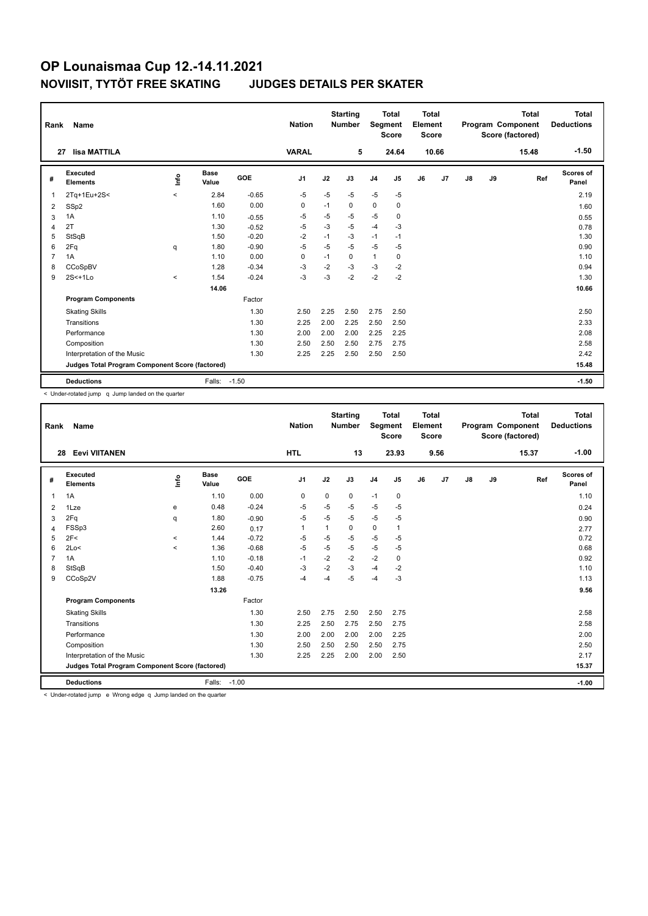# OP Lounaismaa Cup 12.-14.11.2021

## NOVIISIT, TYTÖT FREE SKATING JUDGES DETAILS PER SKATER

| Rank | Name | Nation | Starting Number | Total Segment Score | Total Element Score | Total Program Component Score (factored) | Total Deductions |
|---|---|---|---|---|---|---|---|
| 27 | Iisa MATTILA | VARAL | 5 | 24.64 | 10.66 | 15.48 | -1.50 |

| # | Executed Elements | Info | Base Value | GOE | J1 | J2 | J3 | J4 | J5 | J6 | J7 | J8 | J9 | Ref | Scores of Panel |
|---|---|---|---|---|---|---|---|---|---|---|---|---|---|---|---|
| 1 | 2Tq+1Eu+2S< | < | 2.84 | -0.65 | -5 | -5 | -5 | -5 | -5 | | | | | | 2.19 |
| 2 | SSp2 | | 1.60 | 0.00 | 0 | -1 | 0 | 0 | 0 | | | | | | 1.60 |
| 3 | 1A | | 1.10 | -0.55 | -5 | -5 | -5 | -5 | 0 | | | | | | 0.55 |
| 4 | 2T | | 1.30 | -0.52 | -5 | -3 | -5 | -4 | -3 | | | | | | 0.78 |
| 5 | StSqB | | 1.50 | -0.20 | -2 | -1 | -3 | -1 | -1 | | | | | | 1.30 |
| 6 | 2Fq | q | 1.80 | -0.90 | -5 | -5 | -5 | -5 | -5 | | | | | | 0.90 |
| 7 | 1A | | 1.10 | 0.00 | 0 | -1 | 0 | 1 | 0 | | | | | | 1.10 |
| 8 | CCoSpBV | | 1.28 | -0.34 | -3 | -2 | -3 | -3 | -2 | | | | | | 0.94 |
| 9 | 2S<+1Lo | < | 1.54 | -0.24 | -3 | -3 | -2 | -2 | -2 | | | | | | 1.30 |
| | | | 14.06 | | | | | | | | | | | | 10.66 |
| | **Program Components** | | | Factor | | | | | | | | | | | |
| | Skating Skills | | | 1.30 | 2.50 | 2.25 | 2.50 | 2.75 | 2.50 | | | | | | 2.50 |
| | Transitions | | | 1.30 | 2.25 | 2.00 | 2.25 | 2.50 | 2.50 | | | | | | 2.33 |
| | Performance | | | 1.30 | 2.00 | 2.00 | 2.00 | 2.25 | 2.25 | | | | | | 2.08 |
| | Composition | | | 1.30 | 2.50 | 2.50 | 2.50 | 2.75 | 2.75 | | | | | | 2.58 |
| | Interpretation of the Music | | | 1.30 | 2.25 | 2.25 | 2.50 | 2.50 | 2.50 | | | | | | 2.42 |
| | **Judges Total Program Component Score (factored)** | | | | | | | | | | | | | | 15.48 |
| | **Deductions** | | Falls: | -1.50 | | | | | | | | | | | -1.50 |

< Under-rotated jump q Jump landed on the quarter

| Rank | Name | Nation | Starting Number | Total Segment Score | Total Element Score | Total Program Component Score (factored) | Total Deductions |
|---|---|---|---|---|---|---|---|
| 28 | Eevi VIITANEN | HTL | 13 | 23.93 | 9.56 | 15.37 | -1.00 |

| # | Executed Elements | Info | Base Value | GOE | J1 | J2 | J3 | J4 | J5 | J6 | J7 | J8 | J9 | Ref | Scores of Panel |
|---|---|---|---|---|---|---|---|---|---|---|---|---|---|---|---|
| 1 | 1A | | 1.10 | 0.00 | 0 | 0 | 0 | -1 | 0 | | | | | | 1.10 |
| 2 | 1Lze | e | 0.48 | -0.24 | -5 | -5 | -5 | -5 | -5 | | | | | | 0.24 |
| 3 | 2Fq | q | 1.80 | -0.90 | -5 | -5 | -5 | -5 | -5 | | | | | | 0.90 |
| 4 | FSSp3 | | 2.60 | 0.17 | 1 | 1 | 0 | 0 | 1 | | | | | | 2.77 |
| 5 | 2F< | < | 1.44 | -0.72 | -5 | -5 | -5 | -5 | -5 | | | | | | 0.72 |
| 6 | 2Lo< | < | 1.36 | -0.68 | -5 | -5 | -5 | -5 | -5 | | | | | | 0.68 |
| 7 | 1A | | 1.10 | -0.18 | -1 | -2 | -2 | -2 | 0 | | | | | | 0.92 |
| 8 | StSqB | | 1.50 | -0.40 | -3 | -2 | -3 | -4 | -2 | | | | | | 1.10 |
| 9 | CCoSp2V | | 1.88 | -0.75 | -4 | -4 | -5 | -4 | -3 | | | | | | 1.13 |
| | | | 13.26 | | | | | | | | | | | | 9.56 |
| | **Program Components** | | | Factor | | | | | | | | | | | |
| | Skating Skills | | | 1.30 | 2.50 | 2.75 | 2.50 | 2.50 | 2.75 | | | | | | 2.58 |
| | Transitions | | | 1.30 | 2.25 | 2.50 | 2.75 | 2.50 | 2.75 | | | | | | 2.58 |
| | Performance | | | 1.30 | 2.00 | 2.00 | 2.00 | 2.00 | 2.25 | | | | | | 2.00 |
| | Composition | | | 1.30 | 2.50 | 2.50 | 2.50 | 2.50 | 2.75 | | | | | | 2.50 |
| | Interpretation of the Music | | | 1.30 | 2.25 | 2.25 | 2.00 | 2.00 | 2.50 | | | | | | 2.17 |
| | **Judges Total Program Component Score (factored)** | | | | | | | | | | | | | | 15.37 |
| | **Deductions** | | Falls: | -1.00 | | | | | | | | | | | -1.00 |

< Under-rotated jump e Wrong edge q Jump landed on the quarter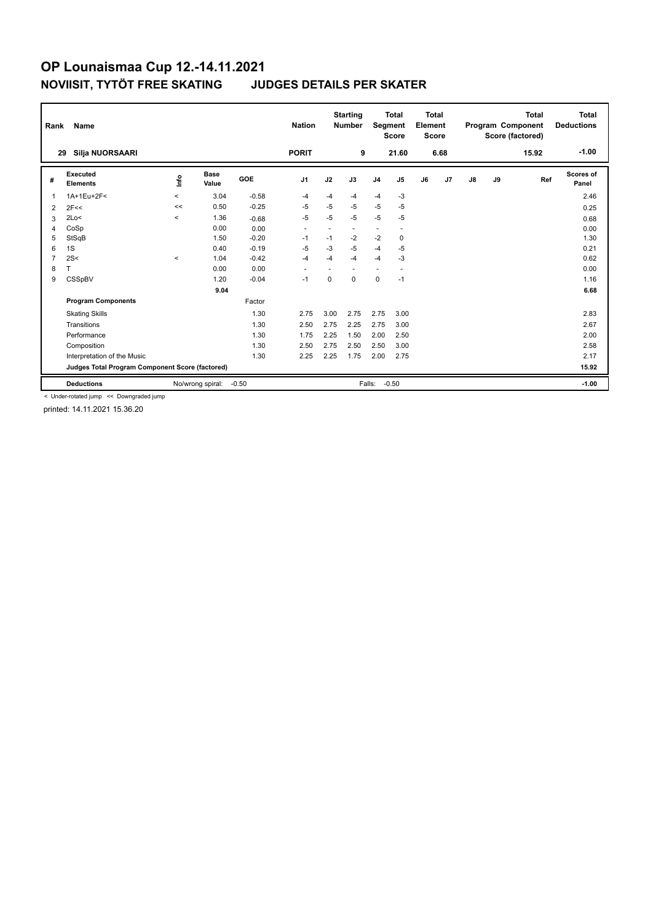# OP Lounaismaa Cup 12.-14.11.2021

## NOVIISIT, TYTÖT FREE SKATING JUDGES DETAILS PER SKATER

| Rank | Name | Nation | Starting Number | Total Segment Score | Total Element Score | Total Program Component Score (factored) | Total Deductions |
|---|---|---|---|---|---|---|---|
| 29 | Silja NUORSAARI | PORIT | 9 | 21.60 | 6.68 | 15.92 | -1.00 |

| # | Executed Elements | Info | Base Value | GOE | J1 | J2 | J3 | J4 | J5 | J6 | J7 | J8 | J9 | Ref | Scores of Panel |
|---|---|---|---|---|---|---|---|---|---|---|---|---|---|---|---|
| 1 | 1A+1Eu+2F< | < | 3.04 | -0.58 | -4 | -4 | -4 | -4 | -3 | | | | | | 2.46 |
| 2 | 2F<< | << | 0.50 | -0.25 | -5 | -5 | -5 | -5 | -5 | | | | | | 0.25 |
| 3 | 2Lo< | < | 1.36 | -0.68 | -5 | -5 | -5 | -5 | -5 | | | | | | 0.68 |
| 4 | CoSp | | 0.00 | 0.00 | - | - | - | - | - | | | | | | 0.00 |
| 5 | StSqB | | 1.50 | -0.20 | -1 | -1 | -2 | -2 | 0 | | | | | | 1.30 |
| 6 | 1S | | 0.40 | -0.19 | -5 | -3 | -5 | -4 | -5 | | | | | | 0.21 |
| 7 | 2S< | < | 1.04 | -0.42 | -4 | -4 | -4 | -4 | -3 | | | | | | 0.62 |
| 8 | T | | 0.00 | 0.00 | - | - | - | - | - | | | | | | 0.00 |
| 9 | CSSpBV | | 1.20 | -0.04 | -1 | 0 | 0 | 0 | -1 | | | | | | 1.16 |
| | | | 9.04 | | | | | | | | | | | | 6.68 |
| | **Program Components** | | | Factor | | | | | | | | | | | |
| | Skating Skills | | | 1.30 | 2.75 | 3.00 | 2.75 | 2.75 | 3.00 | | | | | | 2.83 |
| | Transitions | | | 1.30 | 2.50 | 2.75 | 2.25 | 2.75 | 3.00 | | | | | | 2.67 |
| | Performance | | | 1.30 | 1.75 | 2.25 | 1.50 | 2.00 | 2.50 | | | | | | 2.00 |
| | Composition | | | 1.30 | 2.50 | 2.75 | 2.50 | 2.50 | 3.00 | | | | | | 2.58 |
| | Interpretation of the Music | | | 1.30 | 2.25 | 2.25 | 1.75 | 2.00 | 2.75 | | | | | | 2.17 |
| | **Judges Total Program Component Score (factored)** | | | | | | | | | | | | | | 15.92 |
| | **Deductions** | | No/wrong spiral: | -0.50 | | | Falls: | -0.50 | | | | | | | -1.00 |

< Under-rotated jump << Downgraded jump

printed: 14.11.2021 15.36.20